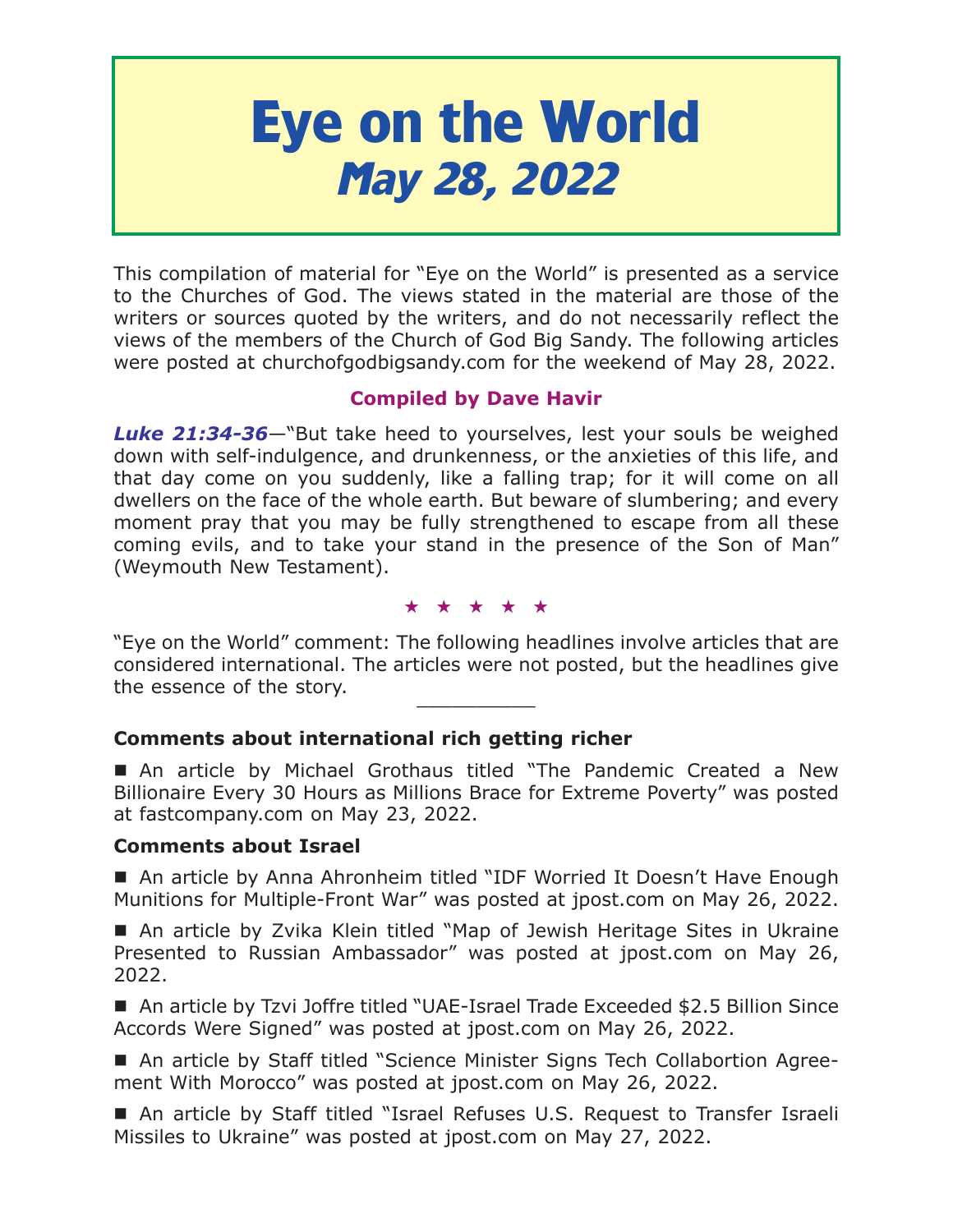# Eye on the World
## *May 28, 2022*

This compilation of material for "Eye on the World" is presented as a service to the Churches of God. The views stated in the material are those of the writers or sources quoted by the writers, and do not necessarily reflect the views of the members of the Church of God Big Sandy. The following articles were posted at churchofgodbigsandy.com for the weekend of May 28, 2022.

**Compiled by Dave Havir**

***Luke 21:34-36***—"But take heed to yourselves, lest your souls be weighed down with self-indulgence, and drunkenness, or the anxieties of this life, and that day come on you suddenly, like a falling trap; for it will come on all dwellers on the face of the whole earth. But beware of slumbering; and every moment pray that you may be fully strengthened to escape from all these coming evils, and to take your stand in the presence of the Son of Man" (Weymouth New Testament).

★ ★ ★ ★ ★

"Eye on the World" comment: The following headlines involve articles that are considered international. The articles were not posted, but the headlines give the essence of the story.

---

**Comments about international rich getting richer**

■ An article by Michael Grothaus titled "The Pandemic Created a New Billionaire Every 30 Hours as Millions Brace for Extreme Poverty" was posted at fastcompany.com on May 23, 2022.

**Comments about Israel**

■ An article by Anna Ahronheim titled "IDF Worried It Doesn't Have Enough Munitions for Multiple-Front War" was posted at jpost.com on May 26, 2022.

■ An article by Zvika Klein titled "Map of Jewish Heritage Sites in Ukraine Presented to Russian Ambassador" was posted at jpost.com on May 26, 2022.

■ An article by Tzvi Joffre titled "UAE-Israel Trade Exceeded $2.5 Billion Since Accords Were Signed" was posted at jpost.com on May 26, 2022.

■ An article by Staff titled "Science Minister Signs Tech Collabortion Agreement With Morocco" was posted at jpost.com on May 26, 2022.

■ An article by Staff titled "Israel Refuses U.S. Request to Transfer Israeli Missiles to Ukraine" was posted at jpost.com on May 27, 2022.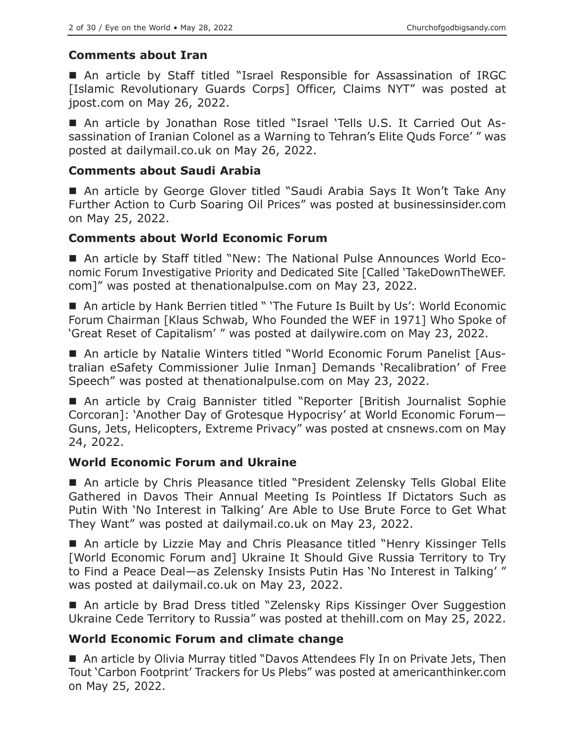### Comments about Iran

■ An article by Staff titled "Israel Responsible for Assassination of IRGC [Islamic Revolutionary Guards Corps] Officer, Claims NYT" was posted at jpost.com on May 26, 2022.

■ An article by Jonathan Rose titled "Israel 'Tells U.S. It Carried Out Assassination of Iranian Colonel as a Warning to Tehran's Elite Quds Force' " was posted at dailymail.co.uk on May 26, 2022.

### Comments about Saudi Arabia

■ An article by George Glover titled "Saudi Arabia Says It Won't Take Any Further Action to Curb Soaring Oil Prices" was posted at businessinsider.com on May 25, 2022.

### Comments about World Economic Forum

■ An article by Staff titled "New: The National Pulse Announces World Economic Forum Investigative Priority and Dedicated Site [Called 'TakeDownTheWEF.com]" was posted at thenationalpulse.com on May 23, 2022.

■ An article by Hank Berrien titled " 'The Future Is Built by Us': World Economic Forum Chairman [Klaus Schwab, Who Founded the WEF in 1971] Who Spoke of 'Great Reset of Capitalism' " was posted at dailywire.com on May 23, 2022.

■ An article by Natalie Winters titled "World Economic Forum Panelist [Australian eSafety Commissioner Julie Inman] Demands 'Recalibration' of Free Speech" was posted at thenationalpulse.com on May 23, 2022.

■ An article by Craig Bannister titled "Reporter [British Journalist Sophie Corcoran]: 'Another Day of Grotesque Hypocrisy' at World Economic Forum—Guns, Jets, Helicopters, Extreme Privacy" was posted at cnsnews.com on May 24, 2022.

### World Economic Forum and Ukraine

■ An article by Chris Pleasance titled "President Zelensky Tells Global Elite Gathered in Davos Their Annual Meeting Is Pointless If Dictators Such as Putin With 'No Interest in Talking' Are Able to Use Brute Force to Get What They Want" was posted at dailymail.co.uk on May 23, 2022.

■ An article by Lizzie May and Chris Pleasance titled "Henry Kissinger Tells [World Economic Forum and] Ukraine It Should Give Russia Territory to Try to Find a Peace Deal—as Zelensky Insists Putin Has 'No Interest in Talking' " was posted at dailymail.co.uk on May 23, 2022.

■ An article by Brad Dress titled "Zelensky Rips Kissinger Over Suggestion Ukraine Cede Territory to Russia" was posted at thehill.com on May 25, 2022.

### World Economic Forum and climate change

■ An article by Olivia Murray titled "Davos Attendees Fly In on Private Jets, Then Tout 'Carbon Footprint' Trackers for Us Plebs" was posted at americanthinker.com on May 25, 2022.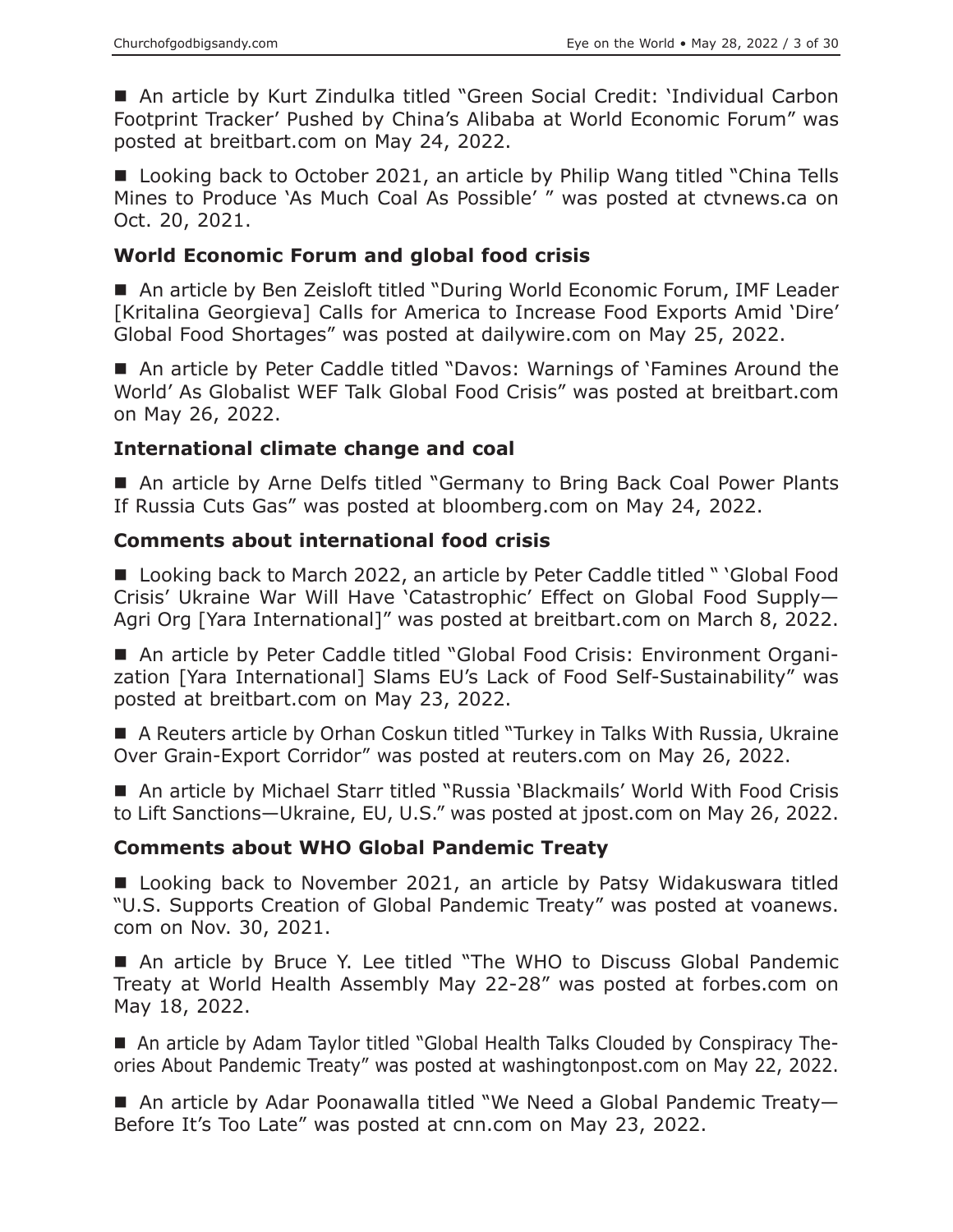- An article by Kurt Zindulka titled "Green Social Credit: 'Individual Carbon Footprint Tracker' Pushed by China's Alibaba at World Economic Forum" was posted at breitbart.com on May 24, 2022.

- Looking back to October 2021, an article by Philip Wang titled "China Tells Mines to Produce 'As Much Coal As Possible' " was posted at ctvnews.ca on Oct. 20, 2021.

### World Economic Forum and global food crisis

- An article by Ben Zeisloft titled "During World Economic Forum, IMF Leader [Kritalina Georgieva] Calls for America to Increase Food Exports Amid 'Dire' Global Food Shortages" was posted at dailywire.com on May 25, 2022.

- An article by Peter Caddle titled "Davos: Warnings of 'Famines Around the World' As Globalist WEF Talk Global Food Crisis" was posted at breitbart.com on May 26, 2022.

### International climate change and coal

- An article by Arne Delfs titled "Germany to Bring Back Coal Power Plants If Russia Cuts Gas" was posted at bloomberg.com on May 24, 2022.

### Comments about international food crisis

- Looking back to March 2022, an article by Peter Caddle titled " 'Global Food Crisis' Ukraine War Will Have 'Catastrophic' Effect on Global Food Supply—Agri Org [Yara International]" was posted at breitbart.com on March 8, 2022.

- An article by Peter Caddle titled "Global Food Crisis: Environment Organization [Yara International] Slams EU's Lack of Food Self-Sustainability" was posted at breitbart.com on May 23, 2022.

- A Reuters article by Orhan Coskun titled "Turkey in Talks With Russia, Ukraine Over Grain-Export Corridor" was posted at reuters.com on May 26, 2022.

- An article by Michael Starr titled "Russia 'Blackmails' World With Food Crisis to Lift Sanctions—Ukraine, EU, U.S." was posted at jpost.com on May 26, 2022.

### Comments about WHO Global Pandemic Treaty

- Looking back to November 2021, an article by Patsy Widakuswara titled "U.S. Supports Creation of Global Pandemic Treaty" was posted at voanews.com on Nov. 30, 2021.

- An article by Bruce Y. Lee titled "The WHO to Discuss Global Pandemic Treaty at World Health Assembly May 22-28" was posted at forbes.com on May 18, 2022.

- An article by Adam Taylor titled "Global Health Talks Clouded by Conspiracy Theories About Pandemic Treaty" was posted at washingtonpost.com on May 22, 2022.

- An article by Adar Poonawalla titled "We Need a Global Pandemic Treaty—Before It's Too Late" was posted at cnn.com on May 23, 2022.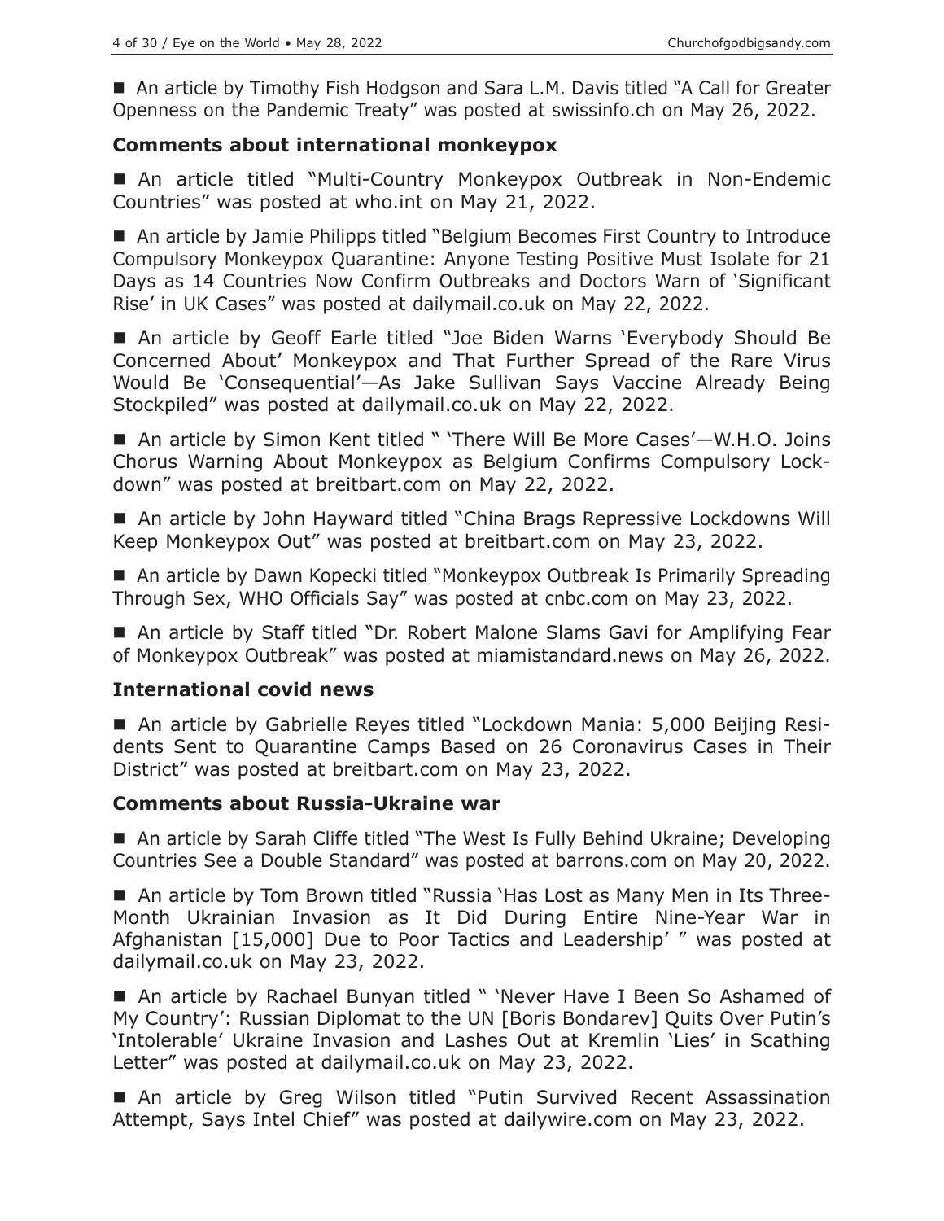■ An article by Timothy Fish Hodgson and Sara L.M. Davis titled "A Call for Greater Openness on the Pandemic Treaty" was posted at swissinfo.ch on May 26, 2022.

### Comments about international monkeypox

■ An article titled "Multi-Country Monkeypox Outbreak in Non-Endemic Countries" was posted at who.int on May 21, 2022.

■ An article by Jamie Philipps titled "Belgium Becomes First Country to Introduce Compulsory Monkeypox Quarantine: Anyone Testing Positive Must Isolate for 21 Days as 14 Countries Now Confirm Outbreaks and Doctors Warn of 'Significant Rise' in UK Cases" was posted at dailymail.co.uk on May 22, 2022.

■ An article by Geoff Earle titled "Joe Biden Warns 'Everybody Should Be Concerned About' Monkeypox and That Further Spread of the Rare Virus Would Be 'Consequential'—As Jake Sullivan Says Vaccine Already Being Stockpiled" was posted at dailymail.co.uk on May 22, 2022.

■ An article by Simon Kent titled " 'There Will Be More Cases'—W.H.O. Joins Chorus Warning About Monkeypox as Belgium Confirms Compulsory Lockdown" was posted at breitbart.com on May 22, 2022.

■ An article by John Hayward titled "China Brags Repressive Lockdowns Will Keep Monkeypox Out" was posted at breitbart.com on May 23, 2022.

■ An article by Dawn Kopecki titled "Monkeypox Outbreak Is Primarily Spreading Through Sex, WHO Officials Say" was posted at cnbc.com on May 23, 2022.

■ An article by Staff titled "Dr. Robert Malone Slams Gavi for Amplifying Fear of Monkeypox Outbreak" was posted at miamistandard.news on May 26, 2022.

### International covid news

■ An article by Gabrielle Reyes titled "Lockdown Mania: 5,000 Beijing Residents Sent to Quarantine Camps Based on 26 Coronavirus Cases in Their District" was posted at breitbart.com on May 23, 2022.

### Comments about Russia-Ukraine war

■ An article by Sarah Cliffe titled "The West Is Fully Behind Ukraine; Developing Countries See a Double Standard" was posted at barrons.com on May 20, 2022.

■ An article by Tom Brown titled "Russia 'Has Lost as Many Men in Its Three-Month Ukrainian Invasion as It Did During Entire Nine-Year War in Afghanistan [15,000] Due to Poor Tactics and Leadership' " was posted at dailymail.co.uk on May 23, 2022.

■ An article by Rachael Bunyan titled " 'Never Have I Been So Ashamed of My Country': Russian Diplomat to the UN [Boris Bondarev] Quits Over Putin's 'Intolerable' Ukraine Invasion and Lashes Out at Kremlin 'Lies' in Scathing Letter" was posted at dailymail.co.uk on May 23, 2022.

■ An article by Greg Wilson titled "Putin Survived Recent Assassination Attempt, Says Intel Chief" was posted at dailywire.com on May 23, 2022.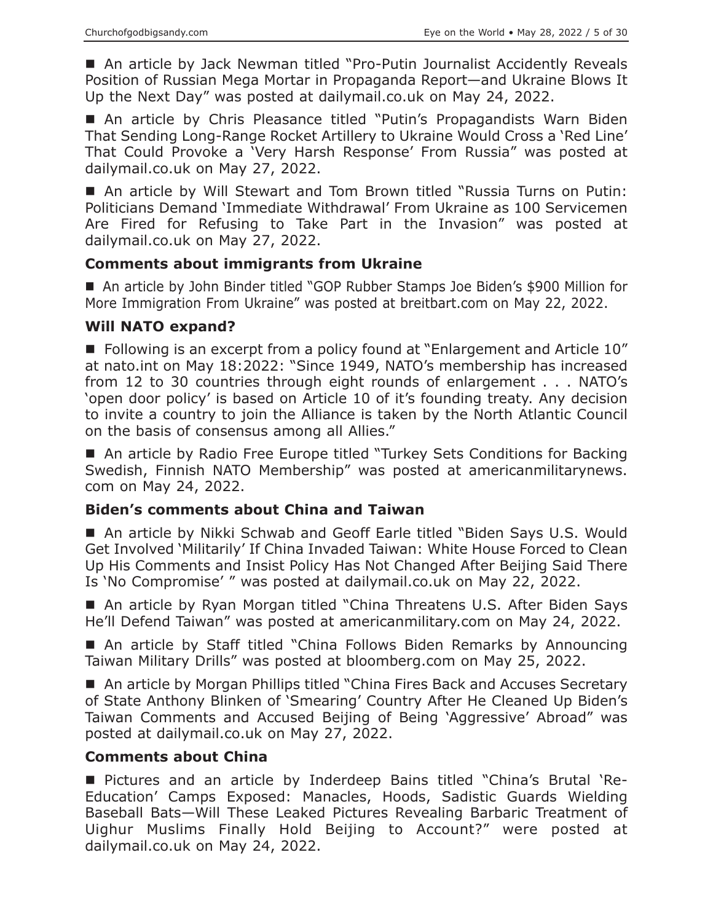■ An article by Jack Newman titled "Pro-Putin Journalist Accidently Reveals Position of Russian Mega Mortar in Propaganda Report—and Ukraine Blows It Up the Next Day" was posted at dailymail.co.uk on May 24, 2022.

■ An article by Chris Pleasance titled "Putin's Propagandists Warn Biden That Sending Long-Range Rocket Artillery to Ukraine Would Cross a 'Red Line' That Could Provoke a 'Very Harsh Response' From Russia" was posted at dailymail.co.uk on May 27, 2022.

■ An article by Will Stewart and Tom Brown titled "Russia Turns on Putin: Politicians Demand 'Immediate Withdrawal' From Ukraine as 100 Servicemen Are Fired for Refusing to Take Part in the Invasion" was posted at dailymail.co.uk on May 27, 2022.

### Comments about immigrants from Ukraine

■ An article by John Binder titled "GOP Rubber Stamps Joe Biden's $900 Million for More Immigration From Ukraine" was posted at breitbart.com on May 22, 2022.

### Will NATO expand?

■ Following is an excerpt from a policy found at "Enlargement and Article 10" at nato.int on May 18:2022: "Since 1949, NATO's membership has increased from 12 to 30 countries through eight rounds of enlargement . . . NATO's 'open door policy' is based on Article 10 of it's founding treaty. Any decision to invite a country to join the Alliance is taken by the North Atlantic Council on the basis of consensus among all Allies."

■ An article by Radio Free Europe titled "Turkey Sets Conditions for Backing Swedish, Finnish NATO Membership" was posted at americanmilitarynews.com on May 24, 2022.

### Biden's comments about China and Taiwan

■ An article by Nikki Schwab and Geoff Earle titled "Biden Says U.S. Would Get Involved 'Militarily' If China Invaded Taiwan: White House Forced to Clean Up His Comments and Insist Policy Has Not Changed After Beijing Said There Is 'No Compromise' " was posted at dailymail.co.uk on May 22, 2022.

■ An article by Ryan Morgan titled "China Threatens U.S. After Biden Says He'll Defend Taiwan" was posted at americanmilitary.com on May 24, 2022.

■ An article by Staff titled "China Follows Biden Remarks by Announcing Taiwan Military Drills" was posted at bloomberg.com on May 25, 2022.

■ An article by Morgan Phillips titled "China Fires Back and Accuses Secretary of State Anthony Blinken of 'Smearing' Country After He Cleaned Up Biden's Taiwan Comments and Accused Beijing of Being 'Aggressive' Abroad" was posted at dailymail.co.uk on May 27, 2022.

### Comments about China

■ Pictures and an article by Inderdeep Bains titled "China's Brutal 'Re-Education' Camps Exposed: Manacles, Hoods, Sadistic Guards Wielding Baseball Bats—Will These Leaked Pictures Revealing Barbaric Treatment of Uighur Muslims Finally Hold Beijing to Account?" were posted at dailymail.co.uk on May 24, 2022.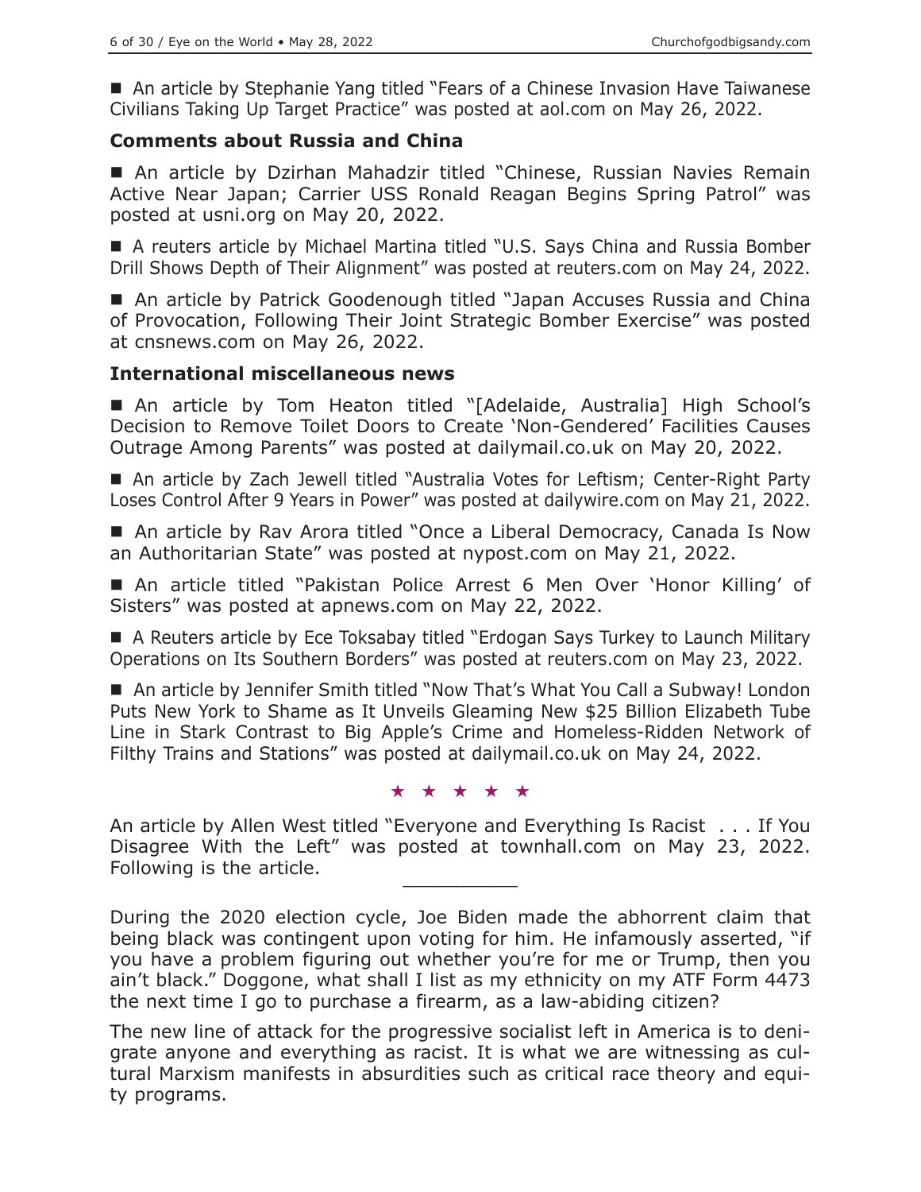■ An article by Stephanie Yang titled "Fears of a Chinese Invasion Have Taiwanese Civilians Taking Up Target Practice" was posted at aol.com on May 26, 2022.

### Comments about Russia and China

■ An article by Dzirhan Mahadzir titled "Chinese, Russian Navies Remain Active Near Japan; Carrier USS Ronald Reagan Begins Spring Patrol" was posted at usni.org on May 20, 2022.

■ A reuters article by Michael Martina titled "U.S. Says China and Russia Bomber Drill Shows Depth of Their Alignment" was posted at reuters.com on May 24, 2022.

■ An article by Patrick Goodenough titled "Japan Accuses Russia and China of Provocation, Following Their Joint Strategic Bomber Exercise" was posted at cnsnews.com on May 26, 2022.

### International miscellaneous news

■ An article by Tom Heaton titled "[Adelaide, Australia] High School's Decision to Remove Toilet Doors to Create 'Non-Gendered' Facilities Causes Outrage Among Parents" was posted at dailymail.co.uk on May 20, 2022.

■ An article by Zach Jewell titled "Australia Votes for Leftism; Center-Right Party Loses Control After 9 Years in Power" was posted at dailywire.com on May 21, 2022.

■ An article by Rav Arora titled "Once a Liberal Democracy, Canada Is Now an Authoritarian State" was posted at nypost.com on May 21, 2022.

■ An article titled "Pakistan Police Arrest 6 Men Over 'Honor Killing' of Sisters" was posted at apnews.com on May 22, 2022.

■ A Reuters article by Ece Toksabay titled "Erdogan Says Turkey to Launch Military Operations on Its Southern Borders" was posted at reuters.com on May 23, 2022.

■ An article by Jennifer Smith titled "Now That's What You Call a Subway! London Puts New York to Shame as It Unveils Gleaming New $25 Billion Elizabeth Tube Line in Stark Contrast to Big Apple's Crime and Homeless-Ridden Network of Filthy Trains and Stations" was posted at dailymail.co.uk on May 24, 2022.

★ ★ ★ ★ ★

An article by Allen West titled "Everyone and Everything Is Racist . . . If You Disagree With the Left" was posted at townhall.com on May 23, 2022. Following is the article.

---

During the 2020 election cycle, Joe Biden made the abhorrent claim that being black was contingent upon voting for him. He infamously asserted, "if you have a problem figuring out whether you're for me or Trump, then you ain't black." Doggone, what shall I list as my ethnicity on my ATF Form 4473 the next time I go to purchase a firearm, as a law-abiding citizen?

The new line of attack for the progressive socialist left in America is to denigrate anyone and everything as racist. It is what we are witnessing as cultural Marxism manifests in absurdities such as critical race theory and equity programs.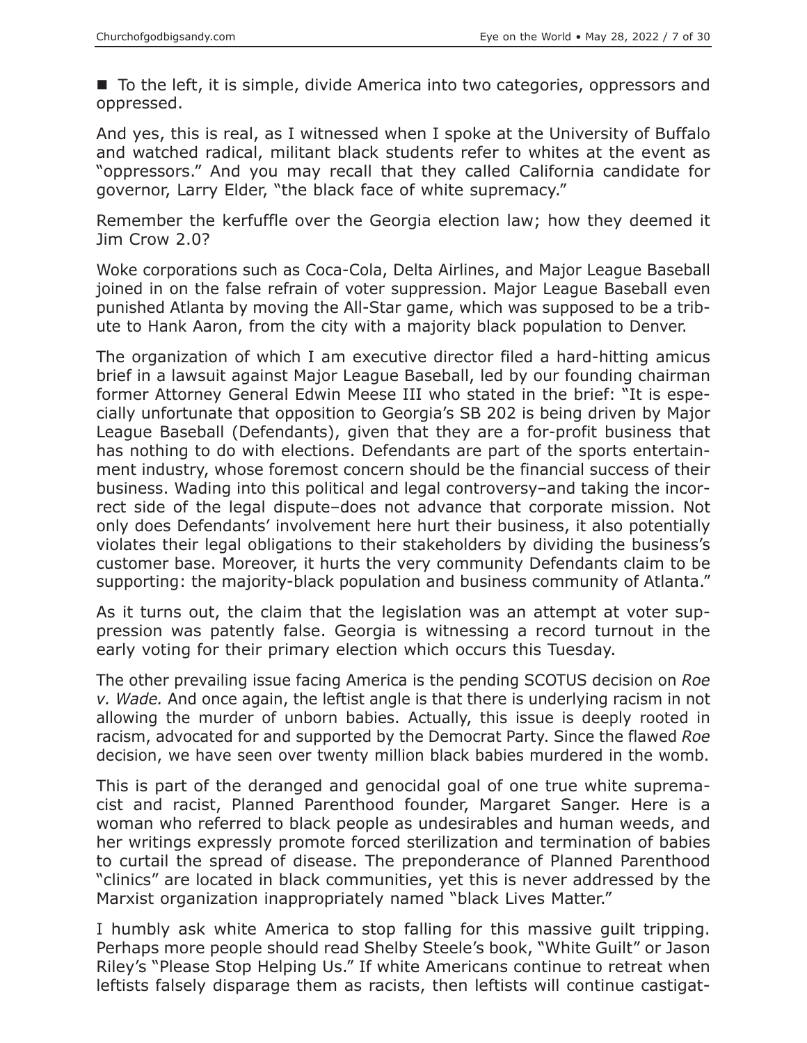■ To the left, it is simple, divide America into two categories, oppressors and oppressed.

And yes, this is real, as I witnessed when I spoke at the University of Buffalo and watched radical, militant black students refer to whites at the event as "oppressors." And you may recall that they called California candidate for governor, Larry Elder, "the black face of white supremacy."

Remember the kerfuffle over the Georgia election law; how they deemed it Jim Crow 2.0?

Woke corporations such as Coca-Cola, Delta Airlines, and Major League Baseball joined in on the false refrain of voter suppression. Major League Baseball even punished Atlanta by moving the All-Star game, which was supposed to be a tribute to Hank Aaron, from the city with a majority black population to Denver.

The organization of which I am executive director filed a hard-hitting amicus brief in a lawsuit against Major League Baseball, led by our founding chairman former Attorney General Edwin Meese III who stated in the brief: "It is especially unfortunate that opposition to Georgia's SB 202 is being driven by Major League Baseball (Defendants), given that they are a for-profit business that has nothing to do with elections. Defendants are part of the sports entertainment industry, whose foremost concern should be the financial success of their business. Wading into this political and legal controversy–and taking the incorrect side of the legal dispute–does not advance that corporate mission. Not only does Defendants' involvement here hurt their business, it also potentially violates their legal obligations to their stakeholders by dividing the business's customer base. Moreover, it hurts the very community Defendants claim to be supporting: the majority-black population and business community of Atlanta."

As it turns out, the claim that the legislation was an attempt at voter suppression was patently false. Georgia is witnessing a record turnout in the early voting for their primary election which occurs this Tuesday.

The other prevailing issue facing America is the pending SCOTUS decision on *Roe v. Wade.* And once again, the leftist angle is that there is underlying racism in not allowing the murder of unborn babies. Actually, this issue is deeply rooted in racism, advocated for and supported by the Democrat Party. Since the flawed *Roe* decision, we have seen over twenty million black babies murdered in the womb.

This is part of the deranged and genocidal goal of one true white supremacist and racist, Planned Parenthood founder, Margaret Sanger. Here is a woman who referred to black people as undesirables and human weeds, and her writings expressly promote forced sterilization and termination of babies to curtail the spread of disease. The preponderance of Planned Parenthood "clinics" are located in black communities, yet this is never addressed by the Marxist organization inappropriately named "black Lives Matter."

I humbly ask white America to stop falling for this massive guilt tripping. Perhaps more people should read Shelby Steele's book, "White Guilt" or Jason Riley's "Please Stop Helping Us." If white Americans continue to retreat when leftists falsely disparage them as racists, then leftists will continue castigat-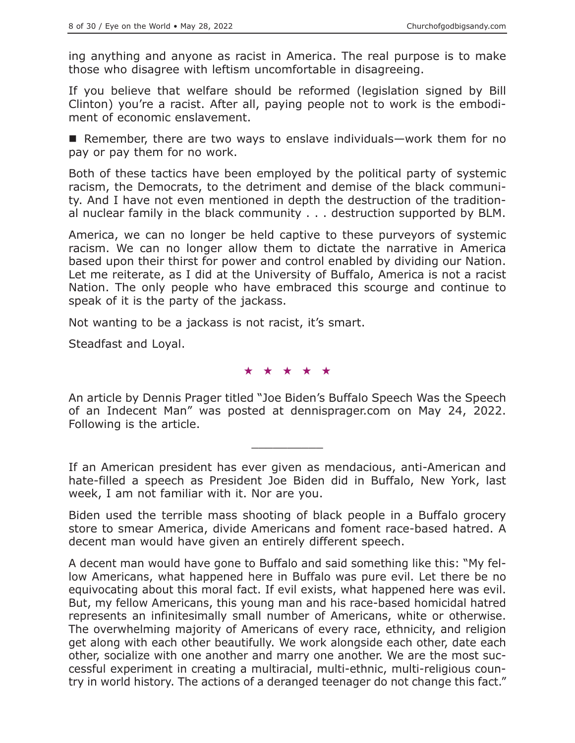ing anything and anyone as racist in America. The real purpose is to make those who disagree with leftism uncomfortable in disagreeing.

If you believe that welfare should be reformed (legislation signed by Bill Clinton) you're a racist. After all, paying people not to work is the embodiment of economic enslavement.

■ Remember, there are two ways to enslave individuals—work them for no pay or pay them for no work.

Both of these tactics have been employed by the political party of systemic racism, the Democrats, to the detriment and demise of the black community. And I have not even mentioned in depth the destruction of the traditional nuclear family in the black community . . . destruction supported by BLM.

America, we can no longer be held captive to these purveyors of systemic racism. We can no longer allow them to dictate the narrative in America based upon their thirst for power and control enabled by dividing our Nation. Let me reiterate, as I did at the University of Buffalo, America is not a racist Nation. The only people who have embraced this scourge and continue to speak of it is the party of the jackass.

Not wanting to be a jackass is not racist, it's smart.

Steadfast and Loyal.

★ ★ ★ ★ ★

An article by Dennis Prager titled "Joe Biden's Buffalo Speech Was the Speech of an Indecent Man" was posted at dennisprager.com on May 24, 2022. Following is the article.

---

If an American president has ever given as mendacious, anti-American and hate-filled a speech as President Joe Biden did in Buffalo, New York, last week, I am not familiar with it. Nor are you.

Biden used the terrible mass shooting of black people in a Buffalo grocery store to smear America, divide Americans and foment race-based hatred. A decent man would have given an entirely different speech.

A decent man would have gone to Buffalo and said something like this: "My fellow Americans, what happened here in Buffalo was pure evil. Let there be no equivocating about this moral fact. If evil exists, what happened here was evil. But, my fellow Americans, this young man and his race-based homicidal hatred represents an infinitesimally small number of Americans, white or otherwise. The overwhelming majority of Americans of every race, ethnicity, and religion get along with each other beautifully. We work alongside each other, date each other, socialize with one another and marry one another. We are the most successful experiment in creating a multiracial, multi-ethnic, multi-religious country in world history. The actions of a deranged teenager do not change this fact."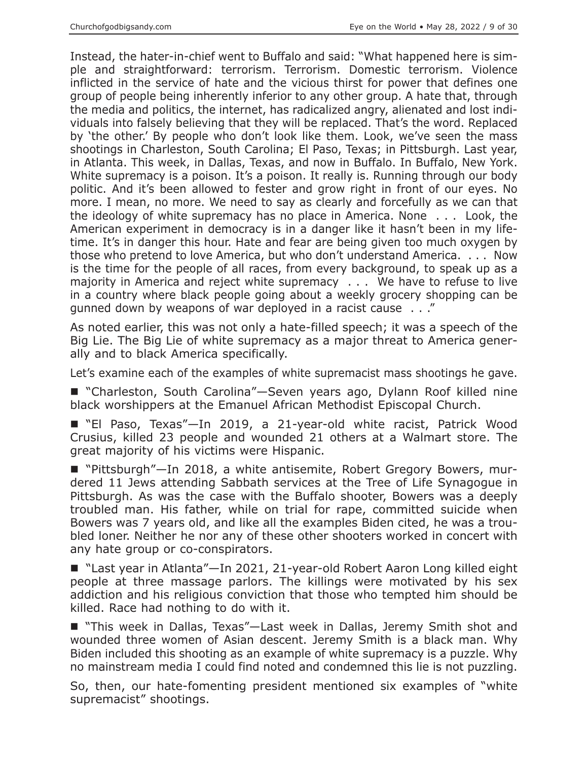Instead, the hater-in-chief went to Buffalo and said: "What happened here is simple and straightforward: terrorism. Terrorism. Domestic terrorism. Violence inflicted in the service of hate and the vicious thirst for power that defines one group of people being inherently inferior to any other group. A hate that, through the media and politics, the internet, has radicalized angry, alienated and lost individuals into falsely believing that they will be replaced. That's the word. Replaced by 'the other.' By people who don't look like them. Look, we've seen the mass shootings in Charleston, South Carolina; El Paso, Texas; in Pittsburgh. Last year, in Atlanta. This week, in Dallas, Texas, and now in Buffalo. In Buffalo, New York. White supremacy is a poison. It's a poison. It really is. Running through our body politic. And it's been allowed to fester and grow right in front of our eyes. No more. I mean, no more. We need to say as clearly and forcefully as we can that the ideology of white supremacy has no place in America. None . . . Look, the American experiment in democracy is in a danger like it hasn't been in my lifetime. It's in danger this hour. Hate and fear are being given too much oxygen by those who pretend to love America, but who don't understand America. . . . Now is the time for the people of all races, from every background, to speak up as a majority in America and reject white supremacy . . . We have to refuse to live in a country where black people going about a weekly grocery shopping can be gunned down by weapons of war deployed in a racist cause . . ."

As noted earlier, this was not only a hate-filled speech; it was a speech of the Big Lie. The Big Lie of white supremacy as a major threat to America generally and to black America specifically.

Let's examine each of the examples of white supremacist mass shootings he gave.

- "Charleston, South Carolina"—Seven years ago, Dylann Roof killed nine black worshippers at the Emanuel African Methodist Episcopal Church.
- "El Paso, Texas"—In 2019, a 21-year-old white racist, Patrick Wood Crusius, killed 23 people and wounded 21 others at a Walmart store. The great majority of his victims were Hispanic.
- "Pittsburgh"—In 2018, a white antisemite, Robert Gregory Bowers, murdered 11 Jews attending Sabbath services at the Tree of Life Synagogue in Pittsburgh. As was the case with the Buffalo shooter, Bowers was a deeply troubled man. His father, while on trial for rape, committed suicide when Bowers was 7 years old, and like all the examples Biden cited, he was a troubled loner. Neither he nor any of these other shooters worked in concert with any hate group or co-conspirators.
- "Last year in Atlanta"—In 2021, 21-year-old Robert Aaron Long killed eight people at three massage parlors. The killings were motivated by his sex addiction and his religious conviction that those who tempted him should be killed. Race had nothing to do with it.
- "This week in Dallas, Texas"—Last week in Dallas, Jeremy Smith shot and wounded three women of Asian descent. Jeremy Smith is a black man. Why Biden included this shooting as an example of white supremacy is a puzzle. Why no mainstream media I could find noted and condemned this lie is not puzzling.

So, then, our hate-fomenting president mentioned six examples of "white supremacist" shootings.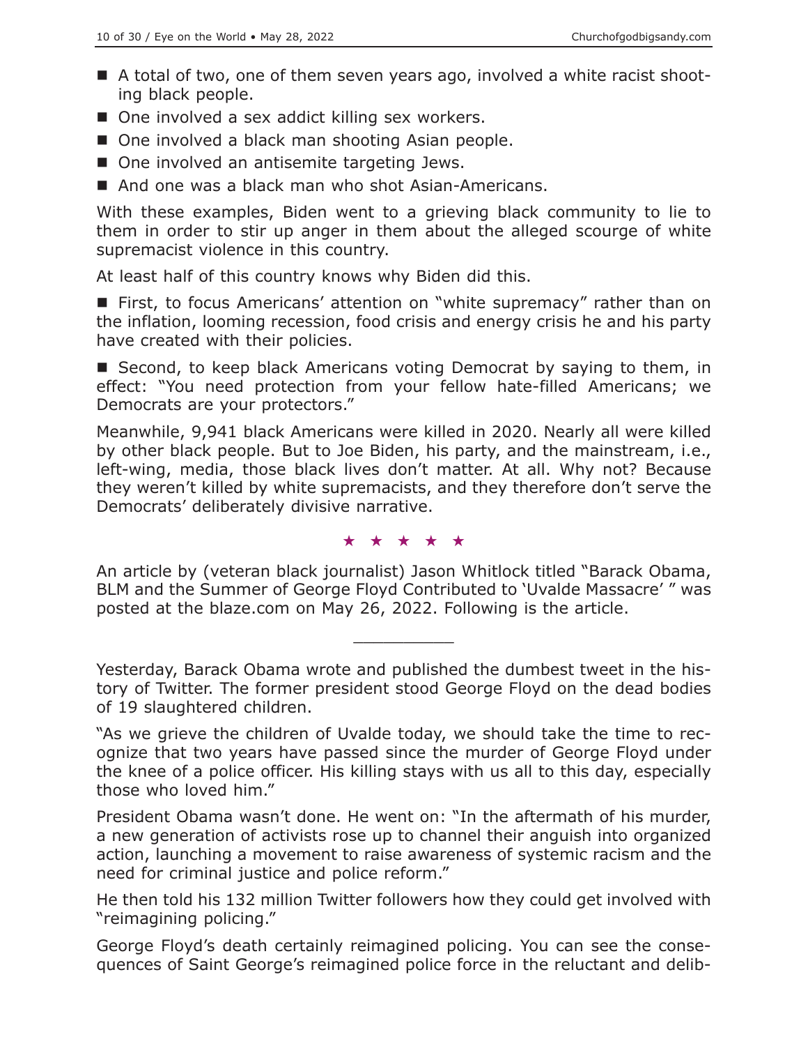- A total of two, one of them seven years ago, involved a white racist shooting black people.
- One involved a sex addict killing sex workers.
- One involved a black man shooting Asian people.
- One involved an antisemite targeting Jews.
- And one was a black man who shot Asian-Americans.

With these examples, Biden went to a grieving black community to lie to them in order to stir up anger in them about the alleged scourge of white supremacist violence in this country.

At least half of this country knows why Biden did this.

- First, to focus Americans' attention on "white supremacy" rather than on the inflation, looming recession, food crisis and energy crisis he and his party have created with their policies.

- Second, to keep black Americans voting Democrat by saying to them, in effect: "You need protection from your fellow hate-filled Americans; we Democrats are your protectors."

Meanwhile, 9,941 black Americans were killed in 2020. Nearly all were killed by other black people. But to Joe Biden, his party, and the mainstream, i.e., left-wing, media, those black lives don't matter. At all. Why not? Because they weren't killed by white supremacists, and they therefore don't serve the Democrats' deliberately divisive narrative.

★ ★ ★ ★ ★

An article by (veteran black journalist) Jason Whitlock titled "Barack Obama, BLM and the Summer of George Floyd Contributed to 'Uvalde Massacre' " was posted at the blaze.com on May 26, 2022. Following is the article.

---

Yesterday, Barack Obama wrote and published the dumbest tweet in the history of Twitter. The former president stood George Floyd on the dead bodies of 19 slaughtered children.

"As we grieve the children of Uvalde today, we should take the time to recognize that two years have passed since the murder of George Floyd under the knee of a police officer. His killing stays with us all to this day, especially those who loved him."

President Obama wasn't done. He went on: "In the aftermath of his murder, a new generation of activists rose up to channel their anguish into organized action, launching a movement to raise awareness of systemic racism and the need for criminal justice and police reform."

He then told his 132 million Twitter followers how they could get involved with "reimagining policing."

George Floyd's death certainly reimagined policing. You can see the consequences of Saint George's reimagined police force in the reluctant and delib-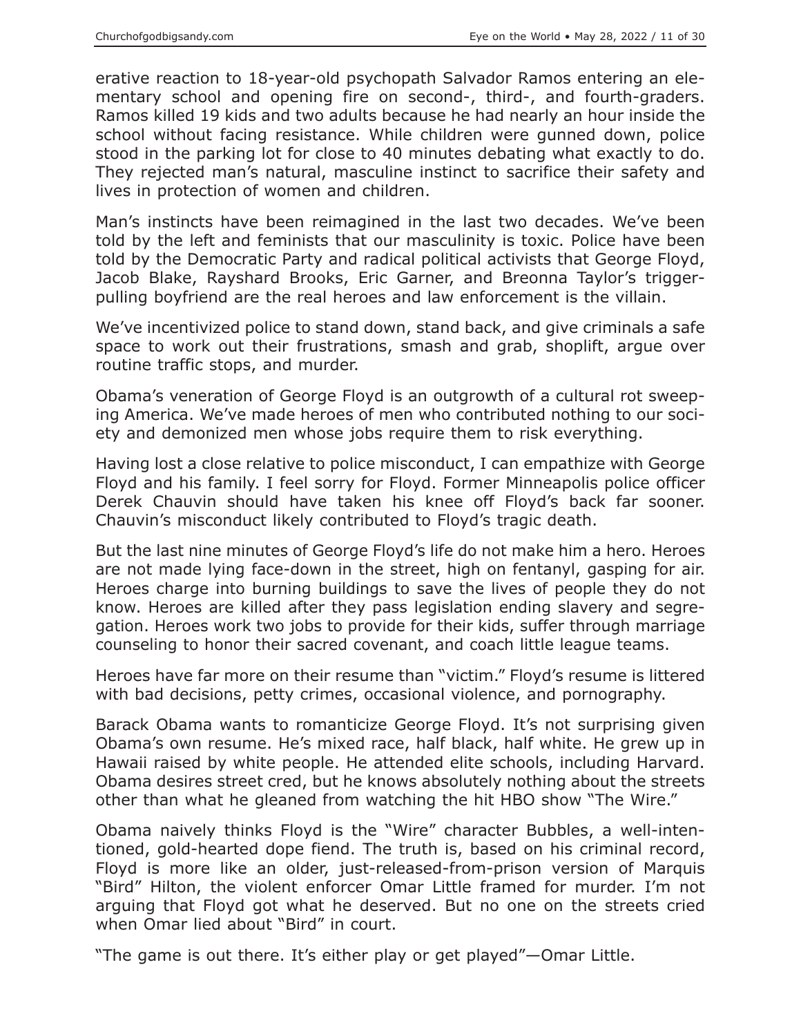erative reaction to 18-year-old psychopath Salvador Ramos entering an elementary school and opening fire on second-, third-, and fourth-graders. Ramos killed 19 kids and two adults because he had nearly an hour inside the school without facing resistance. While children were gunned down, police stood in the parking lot for close to 40 minutes debating what exactly to do. They rejected man's natural, masculine instinct to sacrifice their safety and lives in protection of women and children.

Man's instincts have been reimagined in the last two decades. We've been told by the left and feminists that our masculinity is toxic. Police have been told by the Democratic Party and radical political activists that George Floyd, Jacob Blake, Rayshard Brooks, Eric Garner, and Breonna Taylor's trigger-pulling boyfriend are the real heroes and law enforcement is the villain.

We've incentivized police to stand down, stand back, and give criminals a safe space to work out their frustrations, smash and grab, shoplift, argue over routine traffic stops, and murder.

Obama's veneration of George Floyd is an outgrowth of a cultural rot sweeping America. We've made heroes of men who contributed nothing to our society and demonized men whose jobs require them to risk everything.

Having lost a close relative to police misconduct, I can empathize with George Floyd and his family. I feel sorry for Floyd. Former Minneapolis police officer Derek Chauvin should have taken his knee off Floyd's back far sooner. Chauvin's misconduct likely contributed to Floyd's tragic death.

But the last nine minutes of George Floyd's life do not make him a hero. Heroes are not made lying face-down in the street, high on fentanyl, gasping for air. Heroes charge into burning buildings to save the lives of people they do not know. Heroes are killed after they pass legislation ending slavery and segregation. Heroes work two jobs to provide for their kids, suffer through marriage counseling to honor their sacred covenant, and coach little league teams.

Heroes have far more on their resume than "victim." Floyd's resume is littered with bad decisions, petty crimes, occasional violence, and pornography.

Barack Obama wants to romanticize George Floyd. It's not surprising given Obama's own resume. He's mixed race, half black, half white. He grew up in Hawaii raised by white people. He attended elite schools, including Harvard. Obama desires street cred, but he knows absolutely nothing about the streets other than what he gleaned from watching the hit HBO show "The Wire."

Obama naively thinks Floyd is the "Wire" character Bubbles, a well-intentioned, gold-hearted dope fiend. The truth is, based on his criminal record, Floyd is more like an older, just-released-from-prison version of Marquis "Bird" Hilton, the violent enforcer Omar Little framed for murder. I'm not arguing that Floyd got what he deserved. But no one on the streets cried when Omar lied about "Bird" in court.

"The game is out there. It's either play or get played"—Omar Little.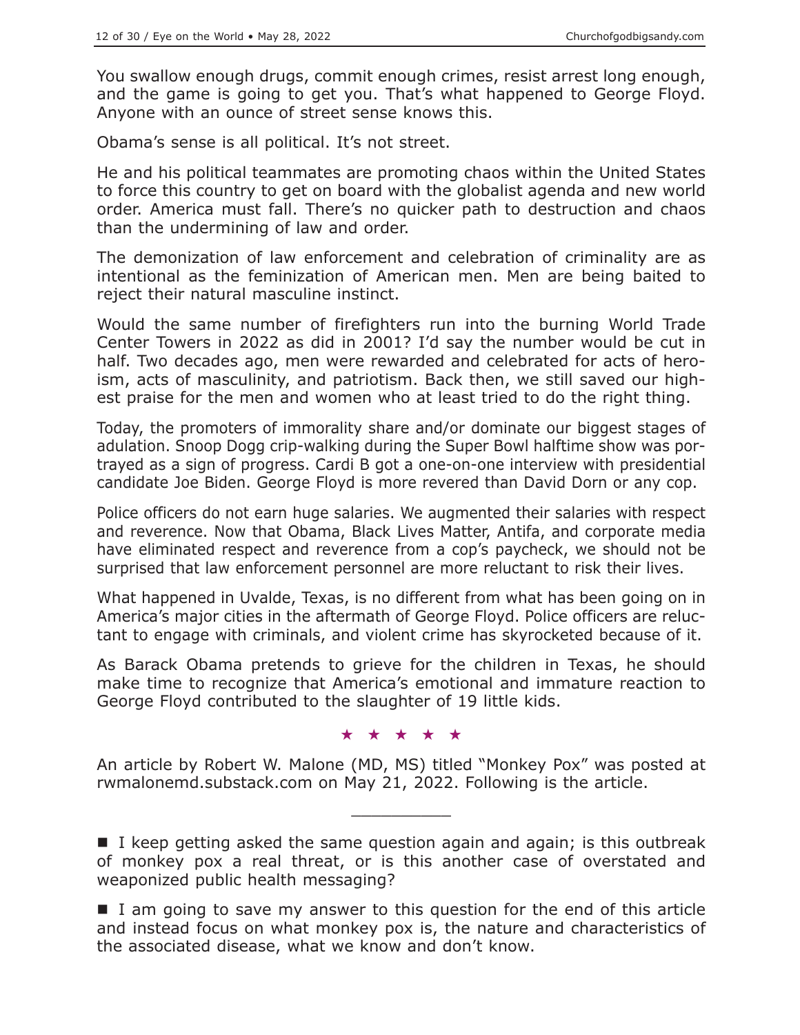You swallow enough drugs, commit enough crimes, resist arrest long enough, and the game is going to get you. That's what happened to George Floyd. Anyone with an ounce of street sense knows this.

Obama's sense is all political. It's not street.

He and his political teammates are promoting chaos within the United States to force this country to get on board with the globalist agenda and new world order. America must fall. There's no quicker path to destruction and chaos than the undermining of law and order.

The demonization of law enforcement and celebration of criminality are as intentional as the feminization of American men. Men are being baited to reject their natural masculine instinct.

Would the same number of firefighters run into the burning World Trade Center Towers in 2022 as did in 2001? I'd say the number would be cut in half. Two decades ago, men were rewarded and celebrated for acts of heroism, acts of masculinity, and patriotism. Back then, we still saved our highest praise for the men and women who at least tried to do the right thing.

Today, the promoters of immorality share and/or dominate our biggest stages of adulation. Snoop Dogg crip-walking during the Super Bowl halftime show was portrayed as a sign of progress. Cardi B got a one-on-one interview with presidential candidate Joe Biden. George Floyd is more revered than David Dorn or any cop.

Police officers do not earn huge salaries. We augmented their salaries with respect and reverence. Now that Obama, Black Lives Matter, Antifa, and corporate media have eliminated respect and reverence from a cop's paycheck, we should not be surprised that law enforcement personnel are more reluctant to risk their lives.

What happened in Uvalde, Texas, is no different from what has been going on in America's major cities in the aftermath of George Floyd. Police officers are reluctant to engage with criminals, and violent crime has skyrocketed because of it.

As Barack Obama pretends to grieve for the children in Texas, he should make time to recognize that America's emotional and immature reaction to George Floyd contributed to the slaughter of 19 little kids.

★ ★ ★ ★ ★

An article by Robert W. Malone (MD, MS) titled "Monkey Pox" was posted at rwmalonemd.substack.com on May 21, 2022. Following is the article.

---

■ I keep getting asked the same question again and again; is this outbreak of monkey pox a real threat, or is this another case of overstated and weaponized public health messaging?

■ I am going to save my answer to this question for the end of this article and instead focus on what monkey pox is, the nature and characteristics of the associated disease, what we know and don't know.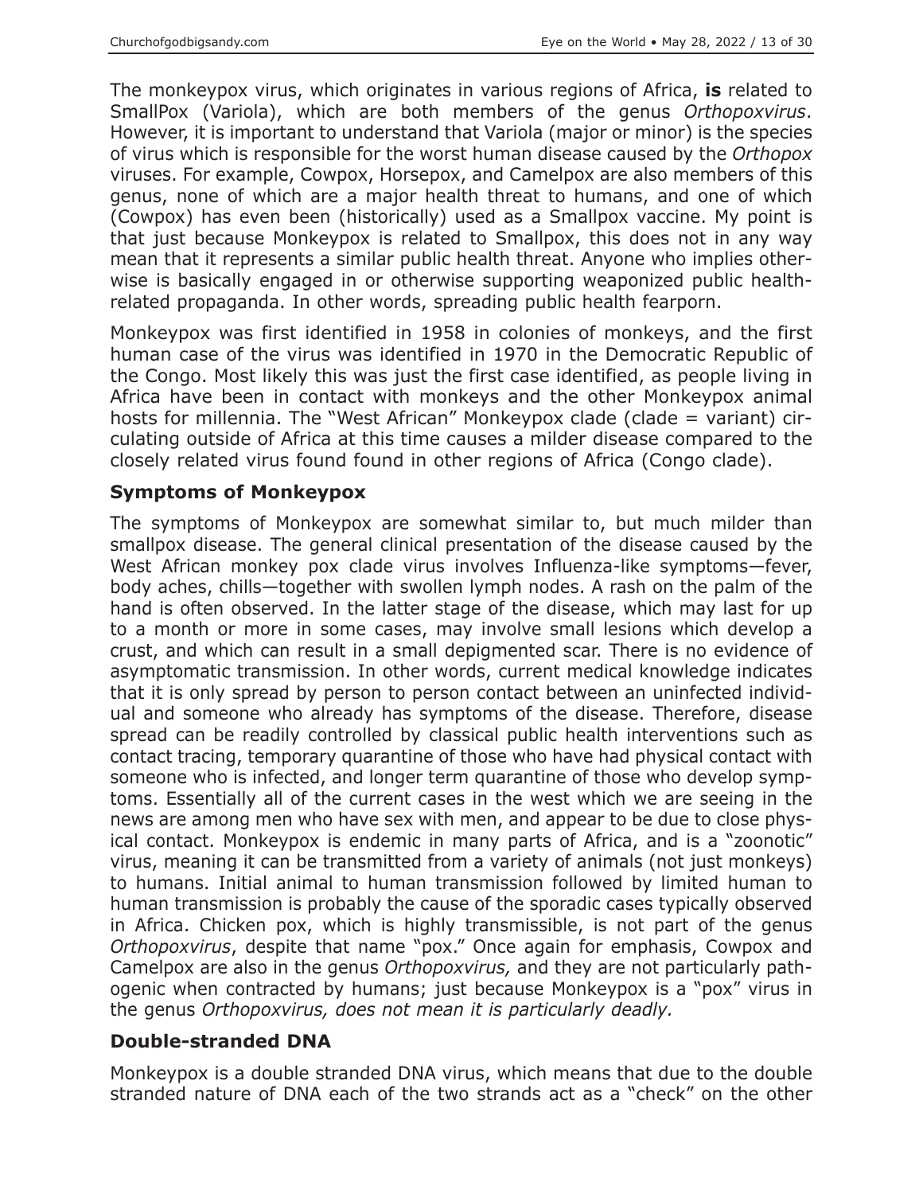The monkeypox virus, which originates in various regions of Africa, **is** related to SmallPox (Variola), which are both members of the genus *Orthopoxvirus*. However, it is important to understand that Variola (major or minor) is the species of virus which is responsible for the worst human disease caused by the *Orthopox* viruses. For example, Cowpox, Horsepox, and Camelpox are also members of this genus, none of which are a major health threat to humans, and one of which (Cowpox) has even been (historically) used as a Smallpox vaccine. My point is that just because Monkeypox is related to Smallpox, this does not in any way mean that it represents a similar public health threat. Anyone who implies otherwise is basically engaged in or otherwise supporting weaponized public health-related propaganda. In other words, spreading public health fearporn.

Monkeypox was first identified in 1958 in colonies of monkeys, and the first human case of the virus was identified in 1970 in the Democratic Republic of the Congo. Most likely this was just the first case identified, as people living in Africa have been in contact with monkeys and the other Monkeypox animal hosts for millennia. The "West African" Monkeypox clade (clade = variant) circulating outside of Africa at this time causes a milder disease compared to the closely related virus found found in other regions of Africa (Congo clade).

### Symptoms of Monkeypox

The symptoms of Monkeypox are somewhat similar to, but much milder than smallpox disease. The general clinical presentation of the disease caused by the West African monkey pox clade virus involves Influenza-like symptoms—fever, body aches, chills—together with swollen lymph nodes. A rash on the palm of the hand is often observed. In the latter stage of the disease, which may last for up to a month or more in some cases, may involve small lesions which develop a crust, and which can result in a small depigmented scar. There is no evidence of asymptomatic transmission. In other words, current medical knowledge indicates that it is only spread by person to person contact between an uninfected individual and someone who already has symptoms of the disease. Therefore, disease spread can be readily controlled by classical public health interventions such as contact tracing, temporary quarantine of those who have had physical contact with someone who is infected, and longer term quarantine of those who develop symptoms. Essentially all of the current cases in the west which we are seeing in the news are among men who have sex with men, and appear to be due to close physical contact. Monkeypox is endemic in many parts of Africa, and is a "zoonotic" virus, meaning it can be transmitted from a variety of animals (not just monkeys) to humans. Initial animal to human transmission followed by limited human to human transmission is probably the cause of the sporadic cases typically observed in Africa. Chicken pox, which is highly transmissible, is not part of the genus *Orthopoxvirus*, despite that name "pox." Once again for emphasis, Cowpox and Camelpox are also in the genus *Orthopoxvirus,* and they are not particularly pathogenic when contracted by humans; just because Monkeypox is a "pox" virus in the genus *Orthopoxvirus, does not mean it is particularly deadly.*

### Double-stranded DNA

Monkeypox is a double stranded DNA virus, which means that due to the double stranded nature of DNA each of the two strands act as a "check" on the other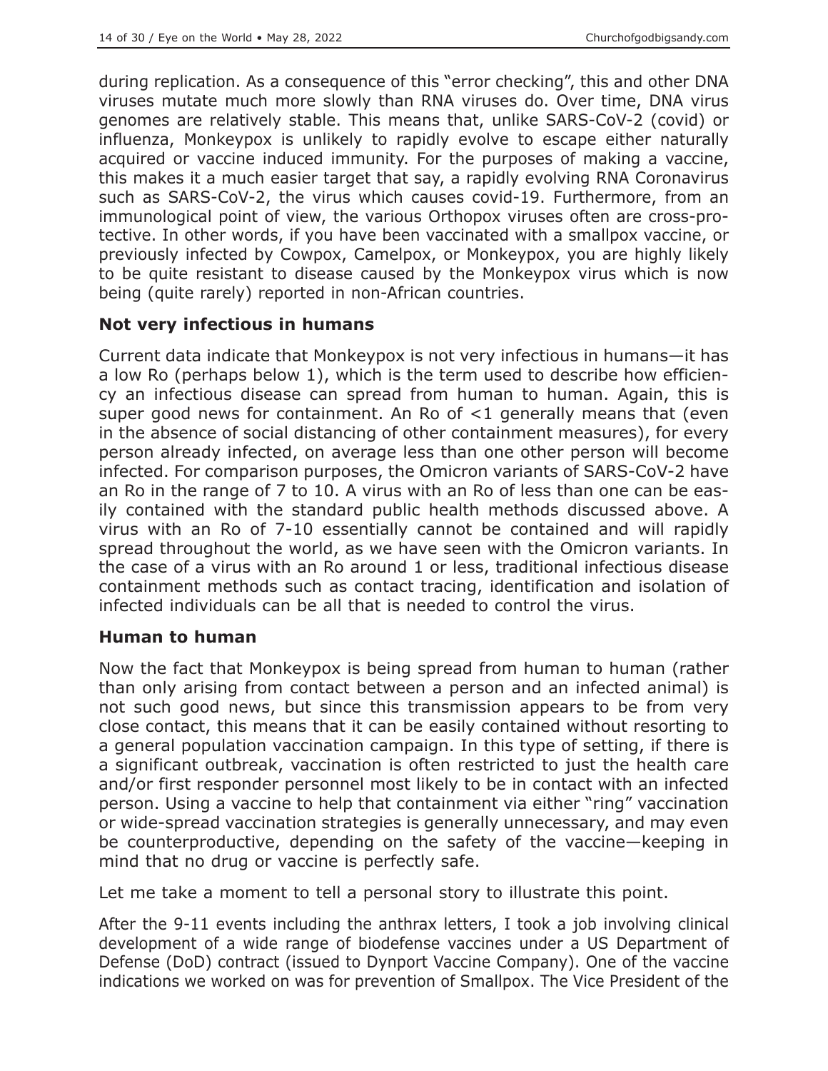during replication. As a consequence of this "error checking", this and other DNA viruses mutate much more slowly than RNA viruses do. Over time, DNA virus genomes are relatively stable. This means that, unlike SARS-CoV-2 (covid) or influenza, Monkeypox is unlikely to rapidly evolve to escape either naturally acquired or vaccine induced immunity. For the purposes of making a vaccine, this makes it a much easier target that say, a rapidly evolving RNA Coronavirus such as SARS-CoV-2, the virus which causes covid-19. Furthermore, from an immunological point of view, the various Orthopox viruses often are cross-protective. In other words, if you have been vaccinated with a smallpox vaccine, or previously infected by Cowpox, Camelpox, or Monkeypox, you are highly likely to be quite resistant to disease caused by the Monkeypox virus which is now being (quite rarely) reported in non-African countries.

## Not very infectious in humans

Current data indicate that Monkeypox is not very infectious in humans—it has a low Ro (perhaps below 1), which is the term used to describe how efficiency an infectious disease can spread from human to human. Again, this is super good news for containment. An Ro of <1 generally means that (even in the absence of social distancing of other containment measures), for every person already infected, on average less than one other person will become infected. For comparison purposes, the Omicron variants of SARS-CoV-2 have an Ro in the range of 7 to 10. A virus with an Ro of less than one can be easily contained with the standard public health methods discussed above. A virus with an Ro of 7-10 essentially cannot be contained and will rapidly spread throughout the world, as we have seen with the Omicron variants. In the case of a virus with an Ro around 1 or less, traditional infectious disease containment methods such as contact tracing, identification and isolation of infected individuals can be all that is needed to control the virus.

## Human to human

Now the fact that Monkeypox is being spread from human to human (rather than only arising from contact between a person and an infected animal) is not such good news, but since this transmission appears to be from very close contact, this means that it can be easily contained without resorting to a general population vaccination campaign. In this type of setting, if there is a significant outbreak, vaccination is often restricted to just the health care and/or first responder personnel most likely to be in contact with an infected person. Using a vaccine to help that containment via either "ring" vaccination or wide-spread vaccination strategies is generally unnecessary, and may even be counterproductive, depending on the safety of the vaccine—keeping in mind that no drug or vaccine is perfectly safe.

Let me take a moment to tell a personal story to illustrate this point.

After the 9-11 events including the anthrax letters, I took a job involving clinical development of a wide range of biodefense vaccines under a US Department of Defense (DoD) contract (issued to Dynport Vaccine Company). One of the vaccine indications we worked on was for prevention of Smallpox. The Vice President of the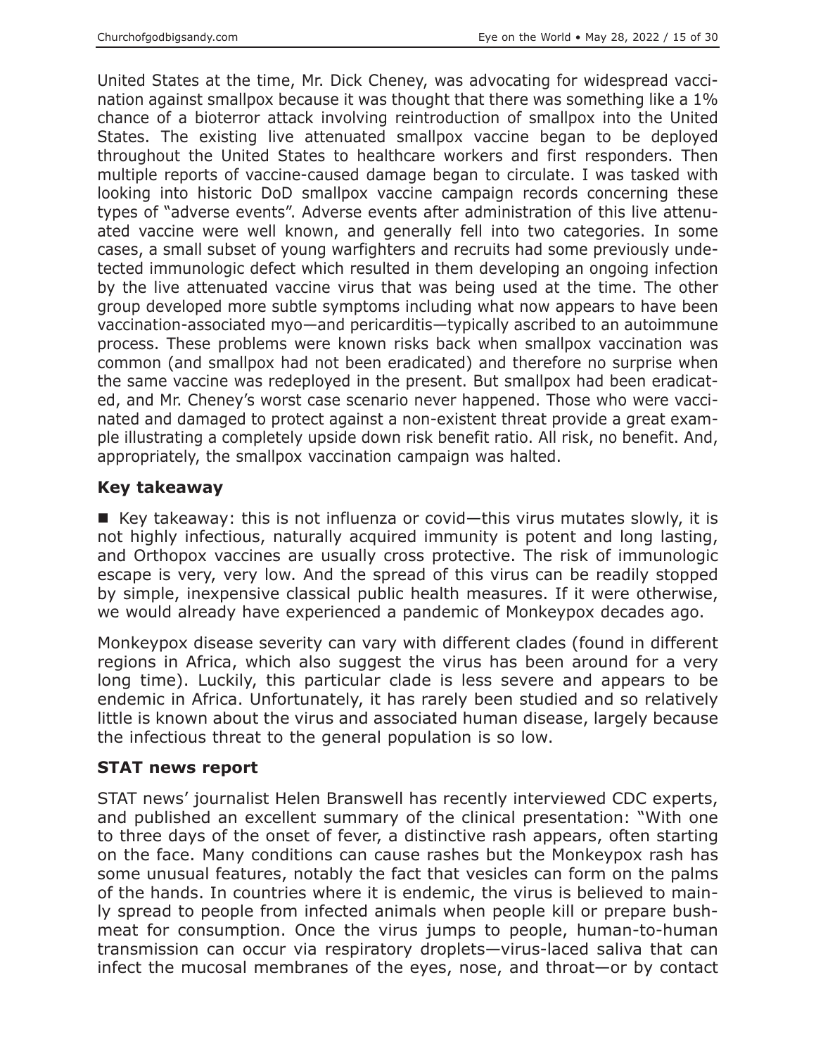United States at the time, Mr. Dick Cheney, was advocating for widespread vaccination against smallpox because it was thought that there was something like a 1% chance of a bioterror attack involving reintroduction of smallpox into the United States. The existing live attenuated smallpox vaccine began to be deployed throughout the United States to healthcare workers and first responders. Then multiple reports of vaccine-caused damage began to circulate. I was tasked with looking into historic DoD smallpox vaccine campaign records concerning these types of "adverse events". Adverse events after administration of this live attenuated vaccine were well known, and generally fell into two categories. In some cases, a small subset of young warfighters and recruits had some previously undetected immunologic defect which resulted in them developing an ongoing infection by the live attenuated vaccine virus that was being used at the time. The other group developed more subtle symptoms including what now appears to have been vaccination-associated myo—and pericarditis—typically ascribed to an autoimmune process. These problems were known risks back when smallpox vaccination was common (and smallpox had not been eradicated) and therefore no surprise when the same vaccine was redeployed in the present. But smallpox had been eradicated, and Mr. Cheney's worst case scenario never happened. Those who were vaccinated and damaged to protect against a non-existent threat provide a great example illustrating a completely upside down risk benefit ratio. All risk, no benefit. And, appropriately, the smallpox vaccination campaign was halted.

## Key takeaway

■ Key takeaway: this is not influenza or covid—this virus mutates slowly, it is not highly infectious, naturally acquired immunity is potent and long lasting, and Orthopox vaccines are usually cross protective. The risk of immunologic escape is very, very low. And the spread of this virus can be readily stopped by simple, inexpensive classical public health measures. If it were otherwise, we would already have experienced a pandemic of Monkeypox decades ago.

Monkeypox disease severity can vary with different clades (found in different regions in Africa, which also suggest the virus has been around for a very long time). Luckily, this particular clade is less severe and appears to be endemic in Africa. Unfortunately, it has rarely been studied and so relatively little is known about the virus and associated human disease, largely because the infectious threat to the general population is so low.

## STAT news report

STAT news' journalist Helen Branswell has recently interviewed CDC experts, and published an excellent summary of the clinical presentation: "With one to three days of the onset of fever, a distinctive rash appears, often starting on the face. Many conditions can cause rashes but the Monkeypox rash has some unusual features, notably the fact that vesicles can form on the palms of the hands. In countries where it is endemic, the virus is believed to mainly spread to people from infected animals when people kill or prepare bushmeat for consumption. Once the virus jumps to people, human-to-human transmission can occur via respiratory droplets—virus-laced saliva that can infect the mucosal membranes of the eyes, nose, and throat—or by contact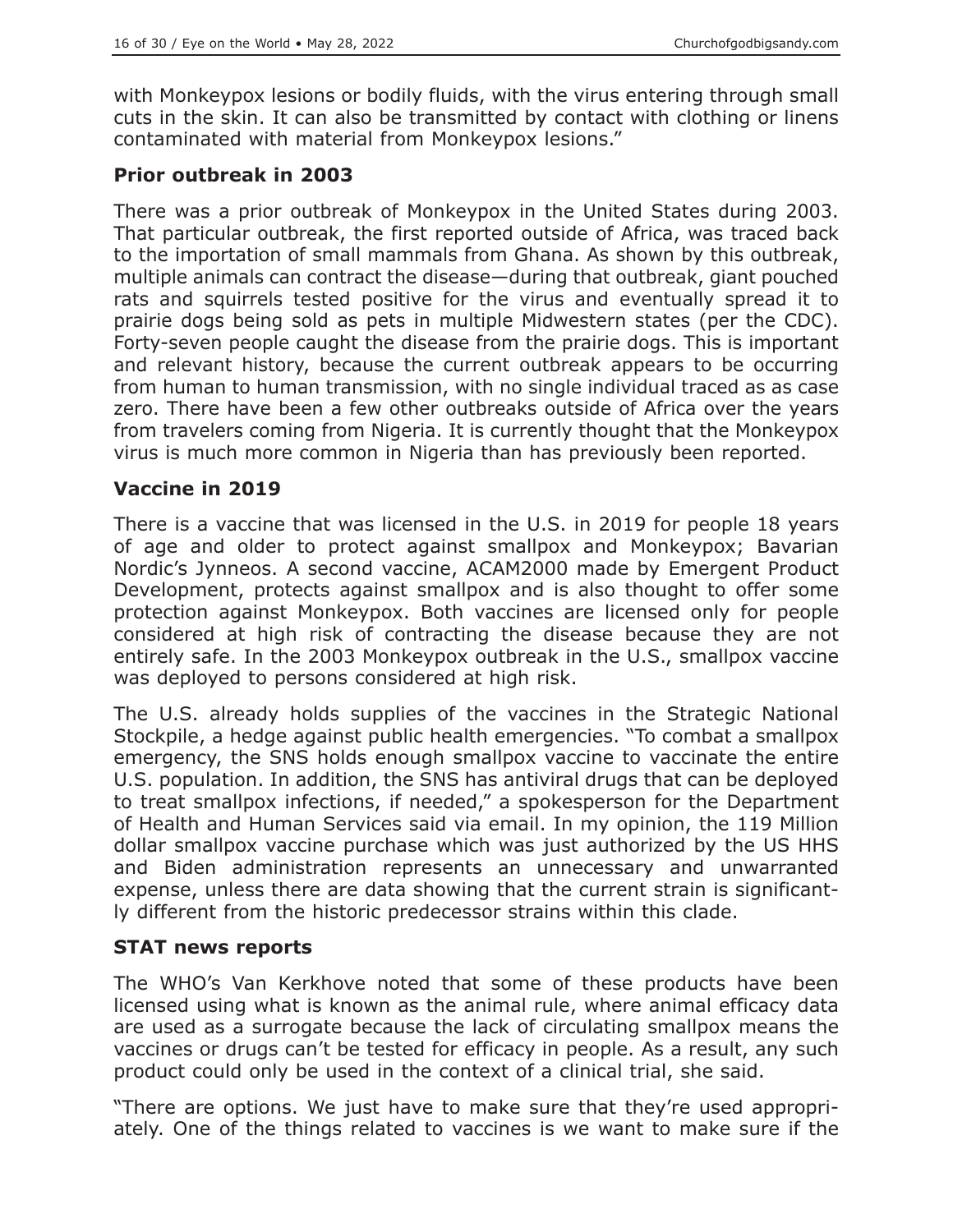with Monkeypox lesions or bodily fluids, with the virus entering through small cuts in the skin. It can also be transmitted by contact with clothing or linens contaminated with material from Monkeypox lesions."

### Prior outbreak in 2003

There was a prior outbreak of Monkeypox in the United States during 2003. That particular outbreak, the first reported outside of Africa, was traced back to the importation of small mammals from Ghana. As shown by this outbreak, multiple animals can contract the disease—during that outbreak, giant pouched rats and squirrels tested positive for the virus and eventually spread it to prairie dogs being sold as pets in multiple Midwestern states (per the CDC). Forty-seven people caught the disease from the prairie dogs. This is important and relevant history, because the current outbreak appears to be occurring from human to human transmission, with no single individual traced as as case zero. There have been a few other outbreaks outside of Africa over the years from travelers coming from Nigeria. It is currently thought that the Monkeypox virus is much more common in Nigeria than has previously been reported.

### Vaccine in 2019

There is a vaccine that was licensed in the U.S. in 2019 for people 18 years of age and older to protect against smallpox and Monkeypox; Bavarian Nordic's Jynneos. A second vaccine, ACAM2000 made by Emergent Product Development, protects against smallpox and is also thought to offer some protection against Monkeypox. Both vaccines are licensed only for people considered at high risk of contracting the disease because they are not entirely safe. In the 2003 Monkeypox outbreak in the U.S., smallpox vaccine was deployed to persons considered at high risk.

The U.S. already holds supplies of the vaccines in the Strategic National Stockpile, a hedge against public health emergencies. "To combat a smallpox emergency, the SNS holds enough smallpox vaccine to vaccinate the entire U.S. population. In addition, the SNS has antiviral drugs that can be deployed to treat smallpox infections, if needed," a spokesperson for the Department of Health and Human Services said via email. In my opinion, the 119 Million dollar smallpox vaccine purchase which was just authorized by the US HHS and Biden administration represents an unnecessary and unwarranted expense, unless there are data showing that the current strain is significantly different from the historic predecessor strains within this clade.

### STAT news reports

The WHO's Van Kerkhove noted that some of these products have been licensed using what is known as the animal rule, where animal efficacy data are used as a surrogate because the lack of circulating smallpox means the vaccines or drugs can't be tested for efficacy in people. As a result, any such product could only be used in the context of a clinical trial, she said.

"There are options. We just have to make sure that they're used appropriately. One of the things related to vaccines is we want to make sure if the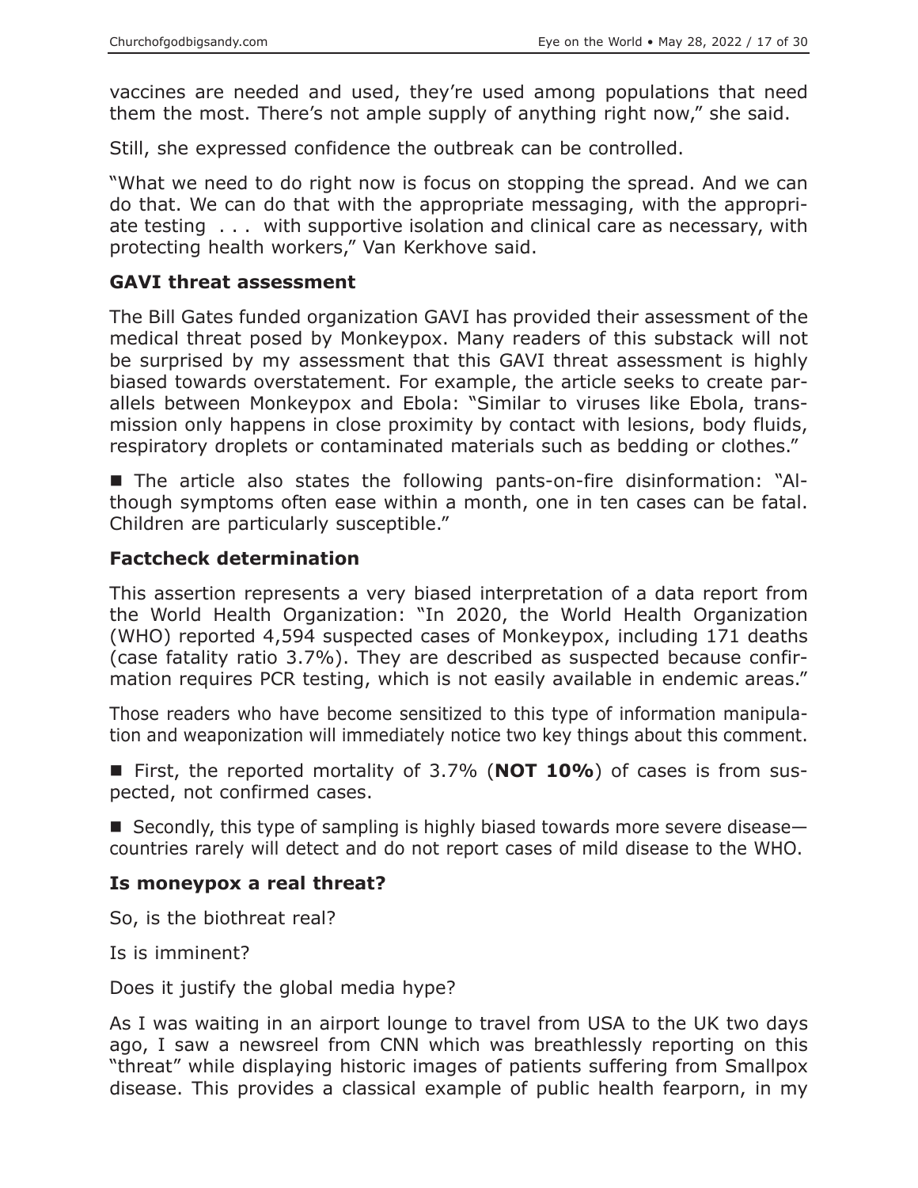vaccines are needed and used, they're used among populations that need them the most. There's not ample supply of anything right now," she said.

Still, she expressed confidence the outbreak can be controlled.

"What we need to do right now is focus on stopping the spread. And we can do that. We can do that with the appropriate messaging, with the appropriate testing . . . with supportive isolation and clinical care as necessary, with protecting health workers," Van Kerkhove said.

### GAVI threat assessment

The Bill Gates funded organization GAVI has provided their assessment of the medical threat posed by Monkeypox. Many readers of this substack will not be surprised by my assessment that this GAVI threat assessment is highly biased towards overstatement. For example, the article seeks to create parallels between Monkeypox and Ebola: "Similar to viruses like Ebola, transmission only happens in close proximity by contact with lesions, body fluids, respiratory droplets or contaminated materials such as bedding or clothes."

■ The article also states the following pants-on-fire disinformation: "Although symptoms often ease within a month, one in ten cases can be fatal. Children are particularly susceptible."

### Factcheck determination

This assertion represents a very biased interpretation of a data report from the World Health Organization: "In 2020, the World Health Organization (WHO) reported 4,594 suspected cases of Monkeypox, including 171 deaths (case fatality ratio 3.7%). They are described as suspected because confirmation requires PCR testing, which is not easily available in endemic areas."

Those readers who have become sensitized to this type of information manipulation and weaponization will immediately notice two key things about this comment.

■ First, the reported mortality of 3.7% (**NOT 10%**) of cases is from suspected, not confirmed cases.

■ Secondly, this type of sampling is highly biased towards more severe disease—countries rarely will detect and do not report cases of mild disease to the WHO.

### Is moneypox a real threat?

So, is the biothreat real?

Is is imminent?

Does it justify the global media hype?

As I was waiting in an airport lounge to travel from USA to the UK two days ago, I saw a newsreel from CNN which was breathlessly reporting on this "threat" while displaying historic images of patients suffering from Smallpox disease. This provides a classical example of public health fearporn, in my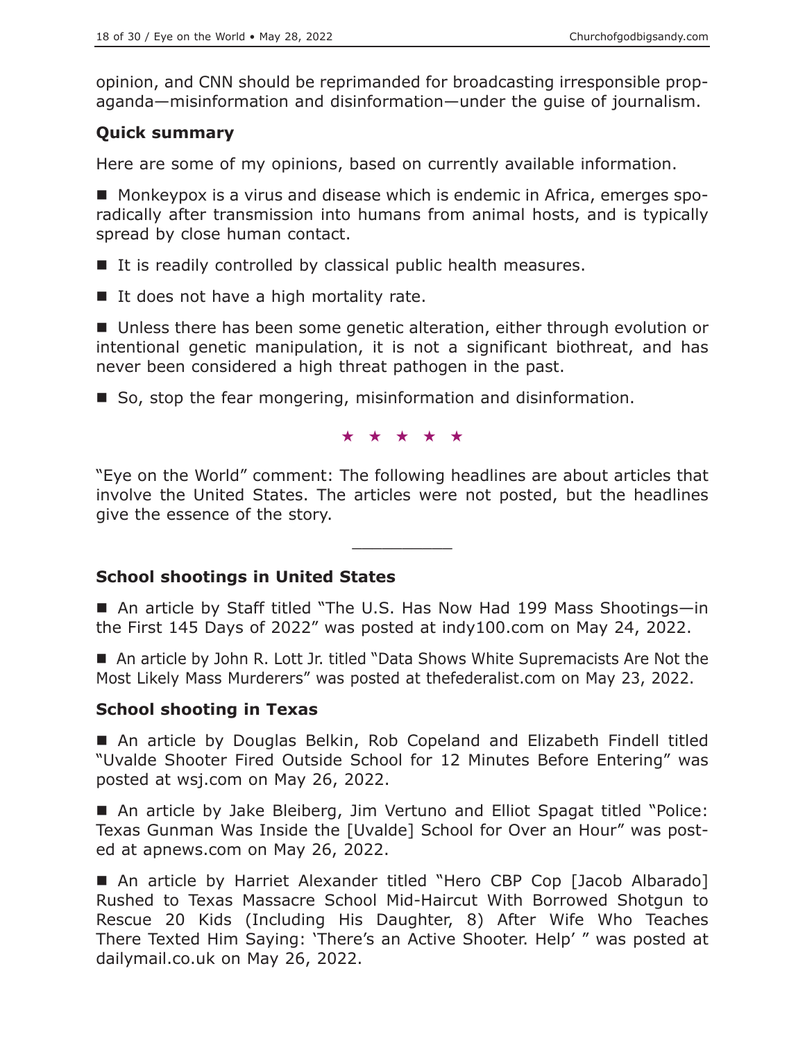opinion, and CNN should be reprimanded for broadcasting irresponsible propaganda—misinformation and disinformation—under the guise of journalism.

### Quick summary

Here are some of my opinions, based on currently available information.

- Monkeypox is a virus and disease which is endemic in Africa, emerges sporadically after transmission into humans from animal hosts, and is typically spread by close human contact.
- It is readily controlled by classical public health measures.
- It does not have a high mortality rate.
- Unless there has been some genetic alteration, either through evolution or intentional genetic manipulation, it is not a significant biothreat, and has never been considered a high threat pathogen in the past.
- So, stop the fear mongering, misinformation and disinformation.

★ ★ ★ ★ ★

"Eye on the World" comment: The following headlines are about articles that involve the United States. The articles were not posted, but the headlines give the essence of the story.

---

### School shootings in United States

- An article by Staff titled "The U.S. Has Now Had 199 Mass Shootings—in the First 145 Days of 2022" was posted at indy100.com on May 24, 2022.
- An article by John R. Lott Jr. titled "Data Shows White Supremacists Are Not the Most Likely Mass Murderers" was posted at thefederalist.com on May 23, 2022.

### School shooting in Texas

- An article by Douglas Belkin, Rob Copeland and Elizabeth Findell titled "Uvalde Shooter Fired Outside School for 12 Minutes Before Entering" was posted at wsj.com on May 26, 2022.
- An article by Jake Bleiberg, Jim Vertuno and Elliot Spagat titled "Police: Texas Gunman Was Inside the [Uvalde] School for Over an Hour" was posted at apnews.com on May 26, 2022.
- An article by Harriet Alexander titled "Hero CBP Cop [Jacob Albarado] Rushed to Texas Massacre School Mid-Haircut With Borrowed Shotgun to Rescue 20 Kids (Including His Daughter, 8) After Wife Who Teaches There Texted Him Saying: 'There's an Active Shooter. Help' " was posted at dailymail.co.uk on May 26, 2022.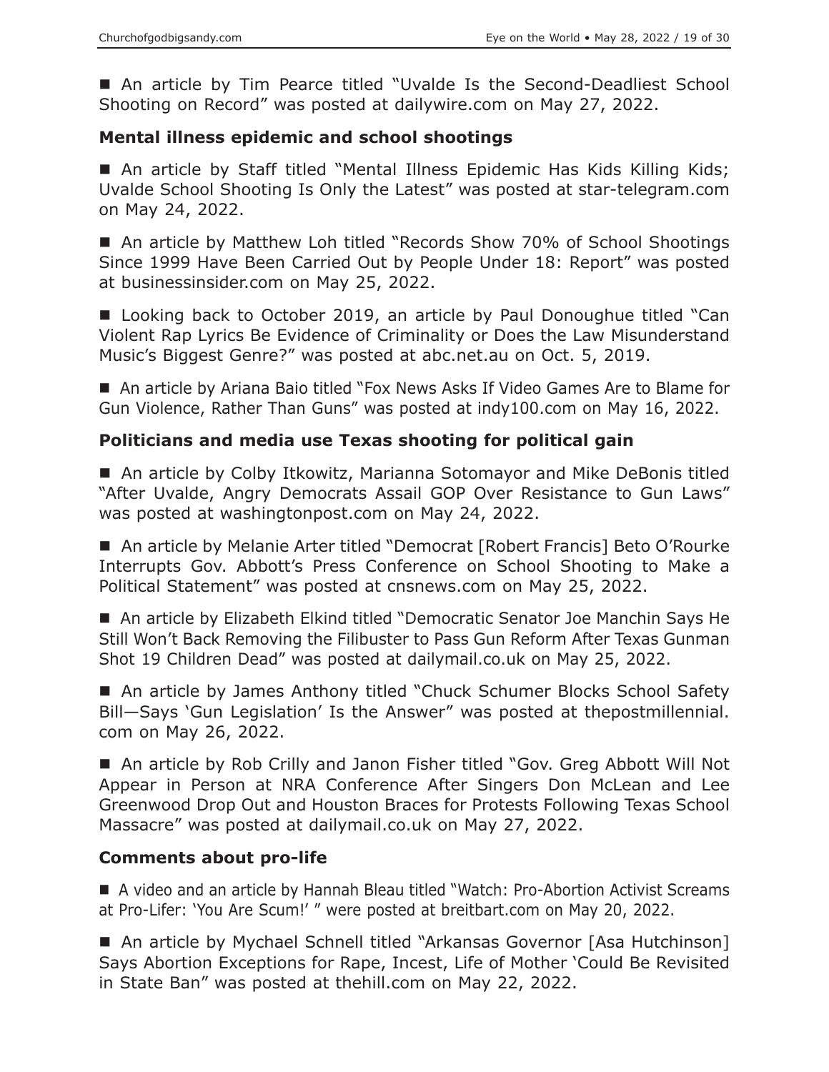■ An article by Tim Pearce titled "Uvalde Is the Second-Deadliest School Shooting on Record" was posted at dailywire.com on May 27, 2022.

### Mental illness epidemic and school shootings

■ An article by Staff titled "Mental Illness Epidemic Has Kids Killing Kids; Uvalde School Shooting Is Only the Latest" was posted at star-telegram.com on May 24, 2022.

■ An article by Matthew Loh titled "Records Show 70% of School Shootings Since 1999 Have Been Carried Out by People Under 18: Report" was posted at businessinsider.com on May 25, 2022.

■ Looking back to October 2019, an article by Paul Donoughue titled "Can Violent Rap Lyrics Be Evidence of Criminality or Does the Law Misunderstand Music's Biggest Genre?" was posted at abc.net.au on Oct. 5, 2019.

■ An article by Ariana Baio titled "Fox News Asks If Video Games Are to Blame for Gun Violence, Rather Than Guns" was posted at indy100.com on May 16, 2022.

### Politicians and media use Texas shooting for political gain

■ An article by Colby Itkowitz, Marianna Sotomayor and Mike DeBonis titled "After Uvalde, Angry Democrats Assail GOP Over Resistance to Gun Laws" was posted at washingtonpost.com on May 24, 2022.

■ An article by Melanie Arter titled "Democrat [Robert Francis] Beto O'Rourke Interrupts Gov. Abbott's Press Conference on School Shooting to Make a Political Statement" was posted at cnsnews.com on May 25, 2022.

■ An article by Elizabeth Elkind titled "Democratic Senator Joe Manchin Says He Still Won't Back Removing the Filibuster to Pass Gun Reform After Texas Gunman Shot 19 Children Dead" was posted at dailymail.co.uk on May 25, 2022.

■ An article by James Anthony titled "Chuck Schumer Blocks School Safety Bill—Says 'Gun Legislation' Is the Answer" was posted at thepostmillennial.com on May 26, 2022.

■ An article by Rob Crilly and Janon Fisher titled "Gov. Greg Abbott Will Not Appear in Person at NRA Conference After Singers Don McLean and Lee Greenwood Drop Out and Houston Braces for Protests Following Texas School Massacre" was posted at dailymail.co.uk on May 27, 2022.

### Comments about pro-life

■ A video and an article by Hannah Bleau titled "Watch: Pro-Abortion Activist Screams at Pro-Lifer: 'You Are Scum!' " were posted at breitbart.com on May 20, 2022.

■ An article by Mychael Schnell titled "Arkansas Governor [Asa Hutchinson] Says Abortion Exceptions for Rape, Incest, Life of Mother 'Could Be Revisited in State Ban" was posted at thehill.com on May 22, 2022.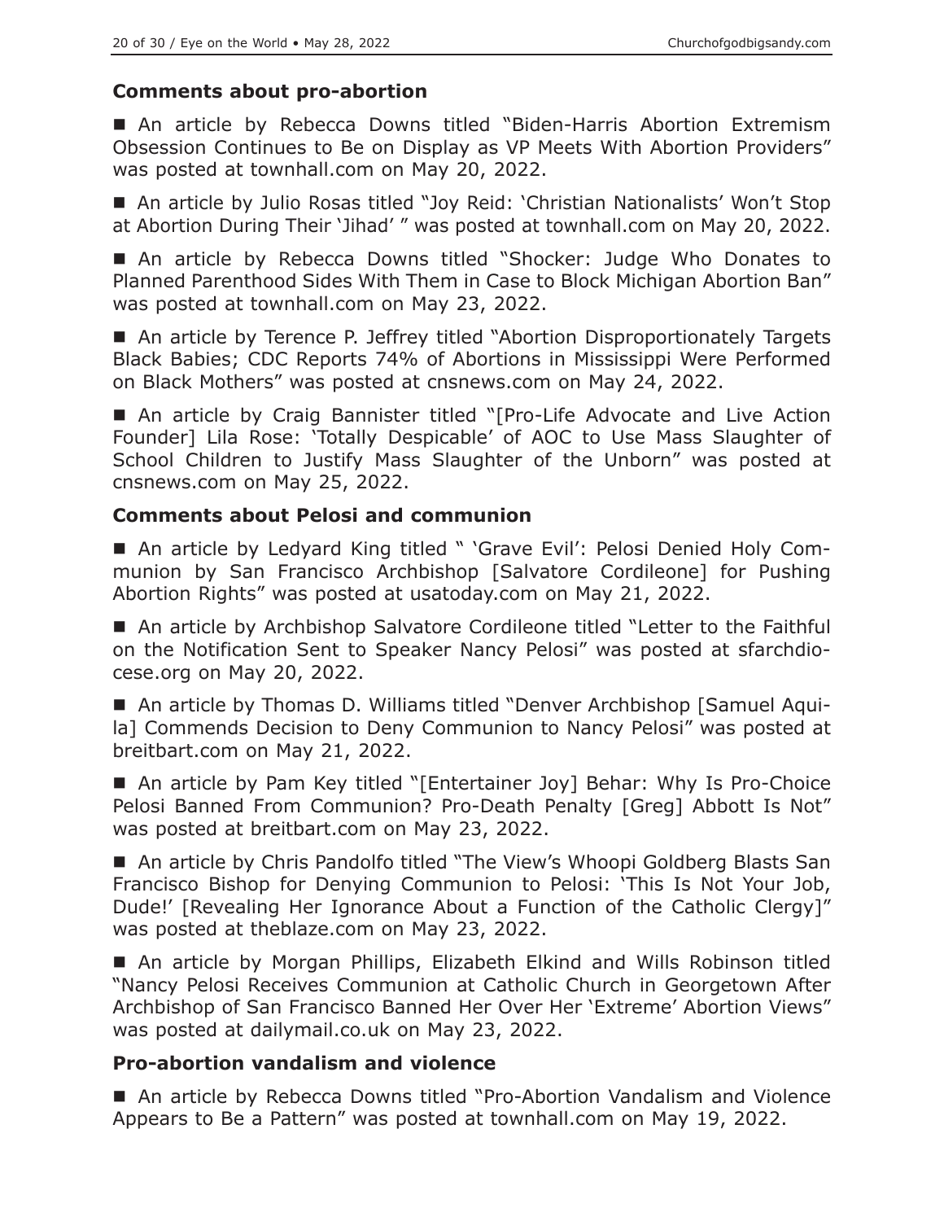### Comments about pro-abortion

- An article by Rebecca Downs titled "Biden-Harris Abortion Extremism Obsession Continues to Be on Display as VP Meets With Abortion Providers" was posted at townhall.com on May 20, 2022.
- An article by Julio Rosas titled "Joy Reid: 'Christian Nationalists' Won't Stop at Abortion During Their 'Jihad' " was posted at townhall.com on May 20, 2022.
- An article by Rebecca Downs titled "Shocker: Judge Who Donates to Planned Parenthood Sides With Them in Case to Block Michigan Abortion Ban" was posted at townhall.com on May 23, 2022.
- An article by Terence P. Jeffrey titled "Abortion Disproportionately Targets Black Babies; CDC Reports 74% of Abortions in Mississippi Were Performed on Black Mothers" was posted at cnsnews.com on May 24, 2022.
- An article by Craig Bannister titled "[Pro-Life Advocate and Live Action Founder] Lila Rose: 'Totally Despicable' of AOC to Use Mass Slaughter of School Children to Justify Mass Slaughter of the Unborn" was posted at cnsnews.com on May 25, 2022.

### Comments about Pelosi and communion

- An article by Ledyard King titled " 'Grave Evil': Pelosi Denied Holy Communion by San Francisco Archbishop [Salvatore Cordileone] for Pushing Abortion Rights" was posted at usatoday.com on May 21, 2022.
- An article by Archbishop Salvatore Cordileone titled "Letter to the Faithful on the Notification Sent to Speaker Nancy Pelosi" was posted at sfarchdiocese.org on May 20, 2022.
- An article by Thomas D. Williams titled "Denver Archbishop [Samuel Aquila] Commends Decision to Deny Communion to Nancy Pelosi" was posted at breitbart.com on May 21, 2022.
- An article by Pam Key titled "[Entertainer Joy] Behar: Why Is Pro-Choice Pelosi Banned From Communion? Pro-Death Penalty [Greg] Abbott Is Not" was posted at breitbart.com on May 23, 2022.
- An article by Chris Pandolfo titled "The View's Whoopi Goldberg Blasts San Francisco Bishop for Denying Communion to Pelosi: 'This Is Not Your Job, Dude!' [Revealing Her Ignorance About a Function of the Catholic Clergy]" was posted at theblaze.com on May 23, 2022.
- An article by Morgan Phillips, Elizabeth Elkind and Wills Robinson titled "Nancy Pelosi Receives Communion at Catholic Church in Georgetown After Archbishop of San Francisco Banned Her Over Her 'Extreme' Abortion Views" was posted at dailymail.co.uk on May 23, 2022.

### Pro-abortion vandalism and violence

- An article by Rebecca Downs titled "Pro-Abortion Vandalism and Violence Appears to Be a Pattern" was posted at townhall.com on May 19, 2022.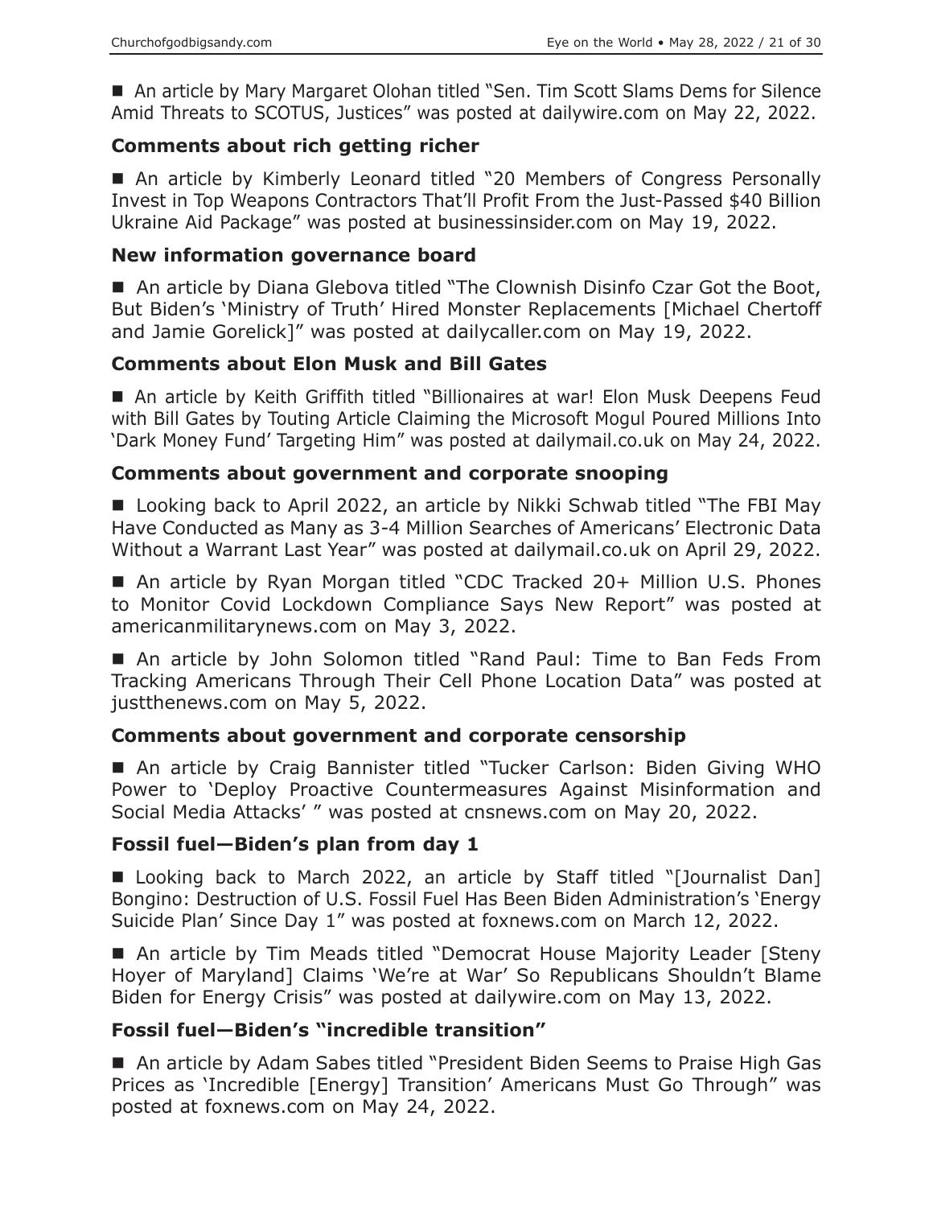■ An article by Mary Margaret Olohan titled "Sen. Tim Scott Slams Dems for Silence Amid Threats to SCOTUS, Justices" was posted at dailywire.com on May 22, 2022.

### Comments about rich getting richer

■ An article by Kimberly Leonard titled "20 Members of Congress Personally Invest in Top Weapons Contractors That'll Profit From the Just-Passed $40 Billion Ukraine Aid Package" was posted at businessinsider.com on May 19, 2022.

### New information governance board

■ An article by Diana Glebova titled "The Clownish Disinfo Czar Got the Boot, But Biden's 'Ministry of Truth' Hired Monster Replacements [Michael Chertoff and Jamie Gorelick]" was posted at dailycaller.com on May 19, 2022.

### Comments about Elon Musk and Bill Gates

■ An article by Keith Griffith titled "Billionaires at war! Elon Musk Deepens Feud with Bill Gates by Touting Article Claiming the Microsoft Mogul Poured Millions Into 'Dark Money Fund' Targeting Him" was posted at dailymail.co.uk on May 24, 2022.

### Comments about government and corporate snooping

■ Looking back to April 2022, an article by Nikki Schwab titled "The FBI May Have Conducted as Many as 3-4 Million Searches of Americans' Electronic Data Without a Warrant Last Year" was posted at dailymail.co.uk on April 29, 2022.

■ An article by Ryan Morgan titled "CDC Tracked 20+ Million U.S. Phones to Monitor Covid Lockdown Compliance Says New Report" was posted at americanmilitarynews.com on May 3, 2022.

■ An article by John Solomon titled "Rand Paul: Time to Ban Feds From Tracking Americans Through Their Cell Phone Location Data" was posted at justthenews.com on May 5, 2022.

### Comments about government and corporate censorship

■ An article by Craig Bannister titled "Tucker Carlson: Biden Giving WHO Power to 'Deploy Proactive Countermeasures Against Misinformation and Social Media Attacks' " was posted at cnsnews.com on May 20, 2022.

### Fossil fuel—Biden's plan from day 1

■ Looking back to March 2022, an article by Staff titled "[Journalist Dan] Bongino: Destruction of U.S. Fossil Fuel Has Been Biden Administration's 'Energy Suicide Plan' Since Day 1" was posted at foxnews.com on March 12, 2022.

■ An article by Tim Meads titled "Democrat House Majority Leader [Steny Hoyer of Maryland] Claims 'We're at War' So Republicans Shouldn't Blame Biden for Energy Crisis" was posted at dailywire.com on May 13, 2022.

### Fossil fuel—Biden's "incredible transition"

■ An article by Adam Sabes titled "President Biden Seems to Praise High Gas Prices as 'Incredible [Energy] Transition' Americans Must Go Through" was posted at foxnews.com on May 24, 2022.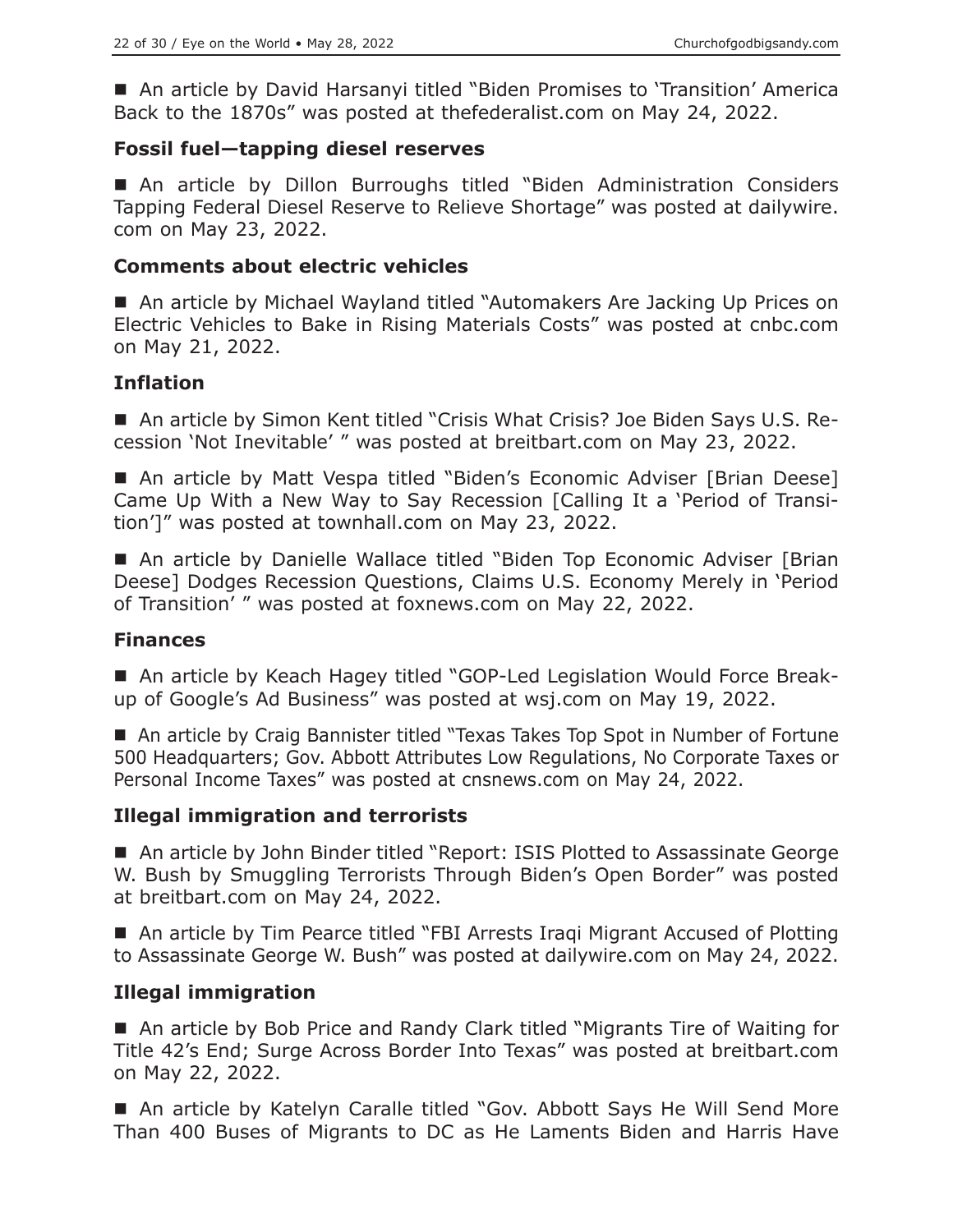■ An article by David Harsanyi titled "Biden Promises to 'Transition' America Back to the 1870s" was posted at thefederalist.com on May 24, 2022.

### Fossil fuel—tapping diesel reserves

■ An article by Dillon Burroughs titled "Biden Administration Considers Tapping Federal Diesel Reserve to Relieve Shortage" was posted at dailywire.com on May 23, 2022.

### Comments about electric vehicles

■ An article by Michael Wayland titled "Automakers Are Jacking Up Prices on Electric Vehicles to Bake in Rising Materials Costs" was posted at cnbc.com on May 21, 2022.

### Inflation

■ An article by Simon Kent titled "Crisis What Crisis? Joe Biden Says U.S. Recession 'Not Inevitable' " was posted at breitbart.com on May 23, 2022.

■ An article by Matt Vespa titled "Biden's Economic Adviser [Brian Deese] Came Up With a New Way to Say Recession [Calling It a 'Period of Transition']" was posted at townhall.com on May 23, 2022.

■ An article by Danielle Wallace titled "Biden Top Economic Adviser [Brian Deese] Dodges Recession Questions, Claims U.S. Economy Merely in 'Period of Transition' " was posted at foxnews.com on May 22, 2022.

### Finances

■ An article by Keach Hagey titled "GOP-Led Legislation Would Force Breakup of Google's Ad Business" was posted at wsj.com on May 19, 2022.

■ An article by Craig Bannister titled "Texas Takes Top Spot in Number of Fortune 500 Headquarters; Gov. Abbott Attributes Low Regulations, No Corporate Taxes or Personal Income Taxes" was posted at cnsnews.com on May 24, 2022.

### Illegal immigration and terrorists

■ An article by John Binder titled "Report: ISIS Plotted to Assassinate George W. Bush by Smuggling Terrorists Through Biden's Open Border" was posted at breitbart.com on May 24, 2022.

■ An article by Tim Pearce titled "FBI Arrests Iraqi Migrant Accused of Plotting to Assassinate George W. Bush" was posted at dailywire.com on May 24, 2022.

### Illegal immigration

■ An article by Bob Price and Randy Clark titled "Migrants Tire of Waiting for Title 42's End; Surge Across Border Into Texas" was posted at breitbart.com on May 22, 2022.

■ An article by Katelyn Caralle titled "Gov. Abbott Says He Will Send More Than 400 Buses of Migrants to DC as He Laments Biden and Harris Have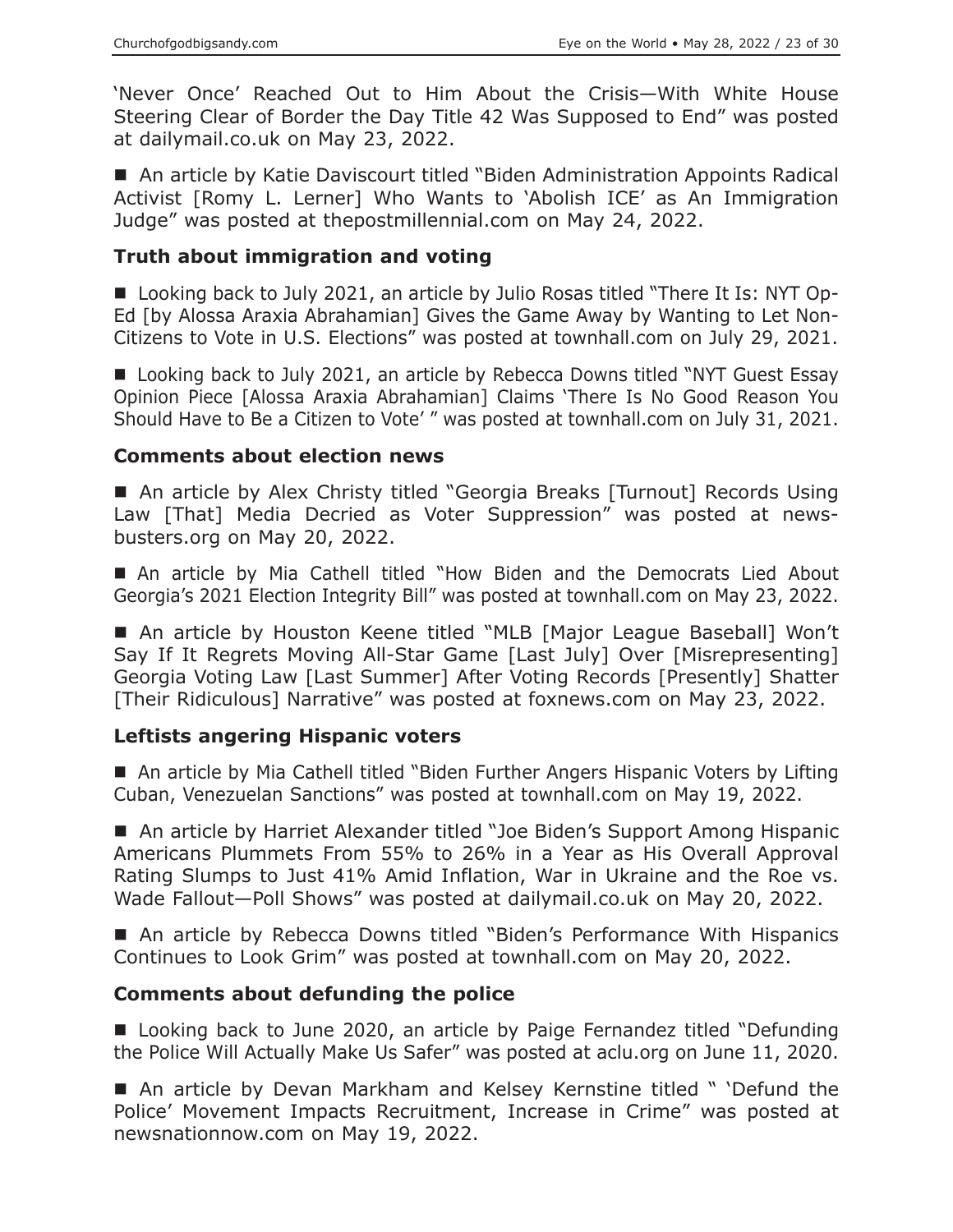'Never Once' Reached Out to Him About the Crisis—With White House Steering Clear of Border the Day Title 42 Was Supposed to End" was posted at dailymail.co.uk on May 23, 2022.

■ An article by Katie Daviscourt titled "Biden Administration Appoints Radical Activist [Romy L. Lerner] Who Wants to 'Abolish ICE' as An Immigration Judge" was posted at thepostmillennial.com on May 24, 2022.

### Truth about immigration and voting

■ Looking back to July 2021, an article by Julio Rosas titled "There It Is: NYT Op-Ed [by Alossa Araxia Abrahamian] Gives the Game Away by Wanting to Let Non-Citizens to Vote in U.S. Elections" was posted at townhall.com on July 29, 2021.

■ Looking back to July 2021, an article by Rebecca Downs titled "NYT Guest Essay Opinion Piece [Alossa Araxia Abrahamian] Claims 'There Is No Good Reason You Should Have to Be a Citizen to Vote' " was posted at townhall.com on July 31, 2021.

### Comments about election news

■ An article by Alex Christy titled "Georgia Breaks [Turnout] Records Using Law [That] Media Decried as Voter Suppression" was posted at newsbusters.org on May 20, 2022.

■ An article by Mia Cathell titled "How Biden and the Democrats Lied About Georgia's 2021 Election Integrity Bill" was posted at townhall.com on May 23, 2022.

■ An article by Houston Keene titled "MLB [Major League Baseball] Won't Say If It Regrets Moving All-Star Game [Last July] Over [Misrepresenting] Georgia Voting Law [Last Summer] After Voting Records [Presently] Shatter [Their Ridiculous] Narrative" was posted at foxnews.com on May 23, 2022.

### Leftists angering Hispanic voters

■ An article by Mia Cathell titled "Biden Further Angers Hispanic Voters by Lifting Cuban, Venezuelan Sanctions" was posted at townhall.com on May 19, 2022.

■ An article by Harriet Alexander titled "Joe Biden's Support Among Hispanic Americans Plummets From 55% to 26% in a Year as His Overall Approval Rating Slumps to Just 41% Amid Inflation, War in Ukraine and the Roe vs. Wade Fallout—Poll Shows" was posted at dailymail.co.uk on May 20, 2022.

■ An article by Rebecca Downs titled "Biden's Performance With Hispanics Continues to Look Grim" was posted at townhall.com on May 20, 2022.

### Comments about defunding the police

■ Looking back to June 2020, an article by Paige Fernandez titled "Defunding the Police Will Actually Make Us Safer" was posted at aclu.org on June 11, 2020.

■ An article by Devan Markham and Kelsey Kernstine titled " 'Defund the Police' Movement Impacts Recruitment, Increase in Crime" was posted at newsnationnow.com on May 19, 2022.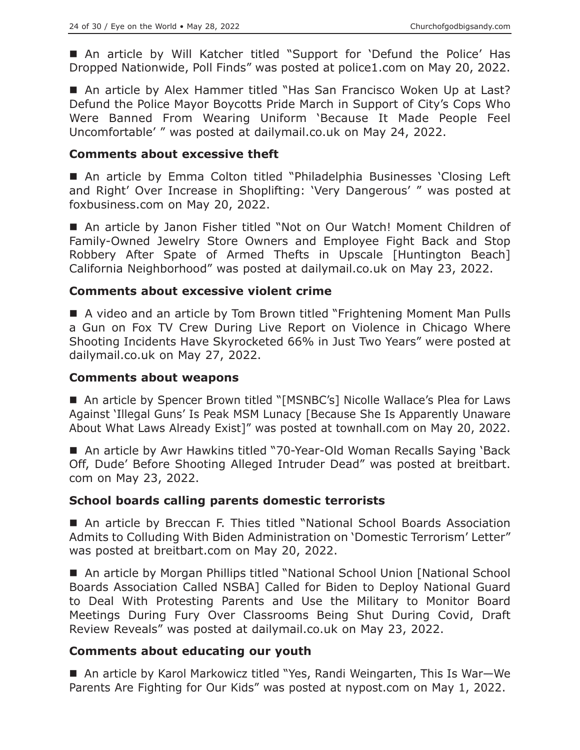■ An article by Will Katcher titled "Support for 'Defund the Police' Has Dropped Nationwide, Poll Finds" was posted at police1.com on May 20, 2022.

■ An article by Alex Hammer titled "Has San Francisco Woken Up at Last? Defund the Police Mayor Boycotts Pride March in Support of City's Cops Who Were Banned From Wearing Uniform 'Because It Made People Feel Uncomfortable' " was posted at dailymail.co.uk on May 24, 2022.

### Comments about excessive theft

■ An article by Emma Colton titled "Philadelphia Businesses 'Closing Left and Right' Over Increase in Shoplifting: 'Very Dangerous' " was posted at foxbusiness.com on May 20, 2022.

■ An article by Janon Fisher titled "Not on Our Watch! Moment Children of Family-Owned Jewelry Store Owners and Employee Fight Back and Stop Robbery After Spate of Armed Thefts in Upscale [Huntington Beach] California Neighborhood" was posted at dailymail.co.uk on May 23, 2022.

### Comments about excessive violent crime

■ A video and an article by Tom Brown titled "Frightening Moment Man Pulls a Gun on Fox TV Crew During Live Report on Violence in Chicago Where Shooting Incidents Have Skyrocketed 66% in Just Two Years" were posted at dailymail.co.uk on May 27, 2022.

### Comments about weapons

■ An article by Spencer Brown titled "[MSNBC's] Nicolle Wallace's Plea for Laws Against 'Illegal Guns' Is Peak MSM Lunacy [Because She Is Apparently Unaware About What Laws Already Exist]" was posted at townhall.com on May 20, 2022.

■ An article by Awr Hawkins titled "70-Year-Old Woman Recalls Saying 'Back Off, Dude' Before Shooting Alleged Intruder Dead" was posted at breitbart.com on May 23, 2022.

### School boards calling parents domestic terrorists

■ An article by Breccan F. Thies titled "National School Boards Association Admits to Colluding With Biden Administration on 'Domestic Terrorism' Letter" was posted at breitbart.com on May 20, 2022.

■ An article by Morgan Phillips titled "National School Union [National School Boards Association Called NSBA] Called for Biden to Deploy National Guard to Deal With Protesting Parents and Use the Military to Monitor Board Meetings During Fury Over Classrooms Being Shut During Covid, Draft Review Reveals" was posted at dailymail.co.uk on May 23, 2022.

### Comments about educating our youth

■ An article by Karol Markowicz titled "Yes, Randi Weingarten, This Is War—We Parents Are Fighting for Our Kids" was posted at nypost.com on May 1, 2022.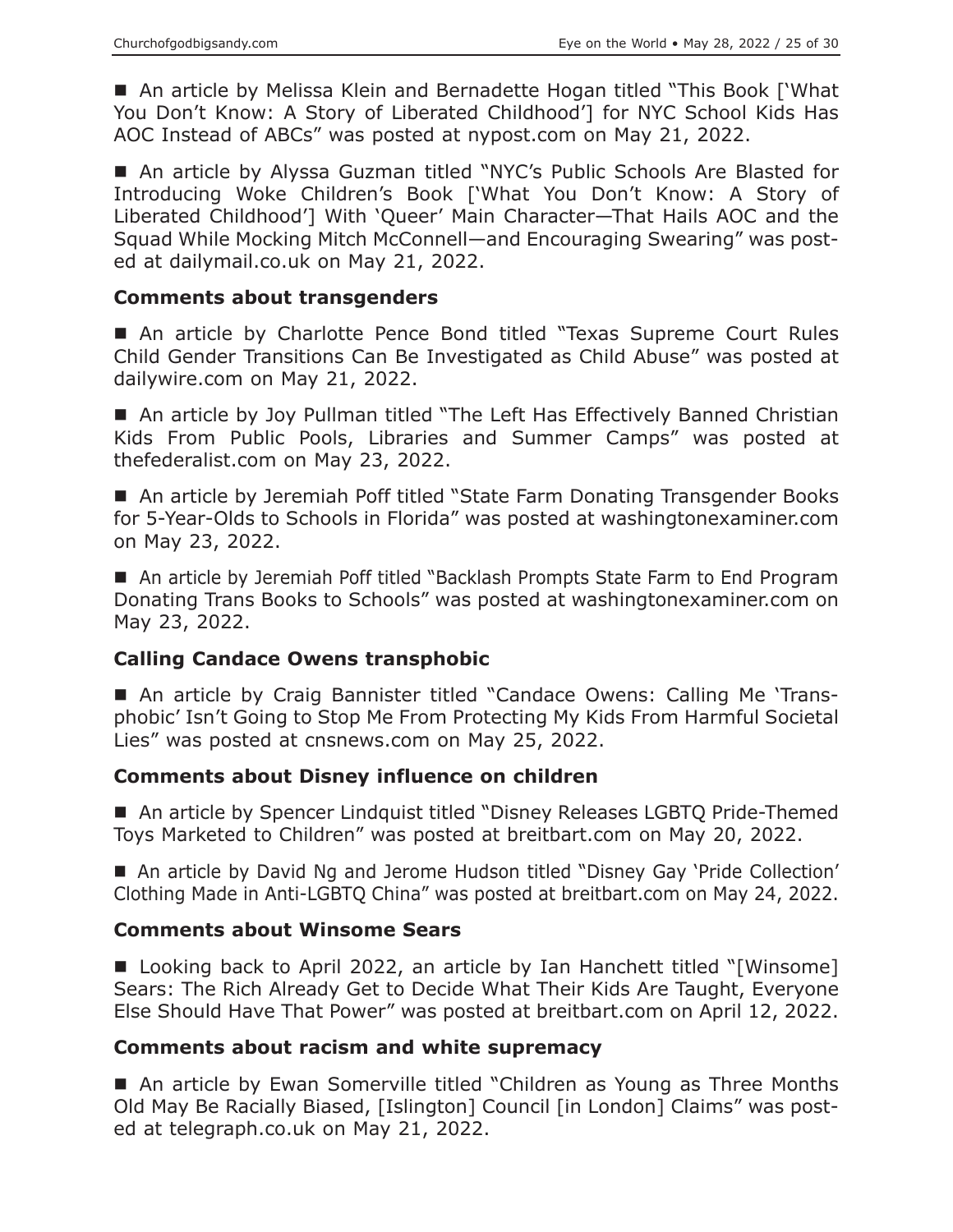■ An article by Melissa Klein and Bernadette Hogan titled "This Book ['What You Don't Know: A Story of Liberated Childhood'] for NYC School Kids Has AOC Instead of ABCs" was posted at nypost.com on May 21, 2022.

■ An article by Alyssa Guzman titled "NYC's Public Schools Are Blasted for Introducing Woke Children's Book ['What You Don't Know: A Story of Liberated Childhood'] With 'Queer' Main Character—That Hails AOC and the Squad While Mocking Mitch McConnell—and Encouraging Swearing" was posted at dailymail.co.uk on May 21, 2022.

### Comments about transgenders

■ An article by Charlotte Pence Bond titled "Texas Supreme Court Rules Child Gender Transitions Can Be Investigated as Child Abuse" was posted at dailywire.com on May 21, 2022.

■ An article by Joy Pullman titled "The Left Has Effectively Banned Christian Kids From Public Pools, Libraries and Summer Camps" was posted at thefederalist.com on May 23, 2022.

■ An article by Jeremiah Poff titled "State Farm Donating Transgender Books for 5-Year-Olds to Schools in Florida" was posted at washingtonexaminer.com on May 23, 2022.

■ An article by Jeremiah Poff titled "Backlash Prompts State Farm to End Program Donating Trans Books to Schools" was posted at washingtonexaminer.com on May 23, 2022.

### Calling Candace Owens transphobic

■ An article by Craig Bannister titled "Candace Owens: Calling Me 'Transphobic' Isn't Going to Stop Me From Protecting My Kids From Harmful Societal Lies" was posted at cnsnews.com on May 25, 2022.

### Comments about Disney influence on children

■ An article by Spencer Lindquist titled "Disney Releases LGBTQ Pride-Themed Toys Marketed to Children" was posted at breitbart.com on May 20, 2022.

■ An article by David Ng and Jerome Hudson titled "Disney Gay 'Pride Collection' Clothing Made in Anti-LGBTQ China" was posted at breitbart.com on May 24, 2022.

### Comments about Winsome Sears

■ Looking back to April 2022, an article by Ian Hanchett titled "[Winsome] Sears: The Rich Already Get to Decide What Their Kids Are Taught, Everyone Else Should Have That Power" was posted at breitbart.com on April 12, 2022.

### Comments about racism and white supremacy

■ An article by Ewan Somerville titled "Children as Young as Three Months Old May Be Racially Biased, [Islington] Council [in London] Claims" was posted at telegraph.co.uk on May 21, 2022.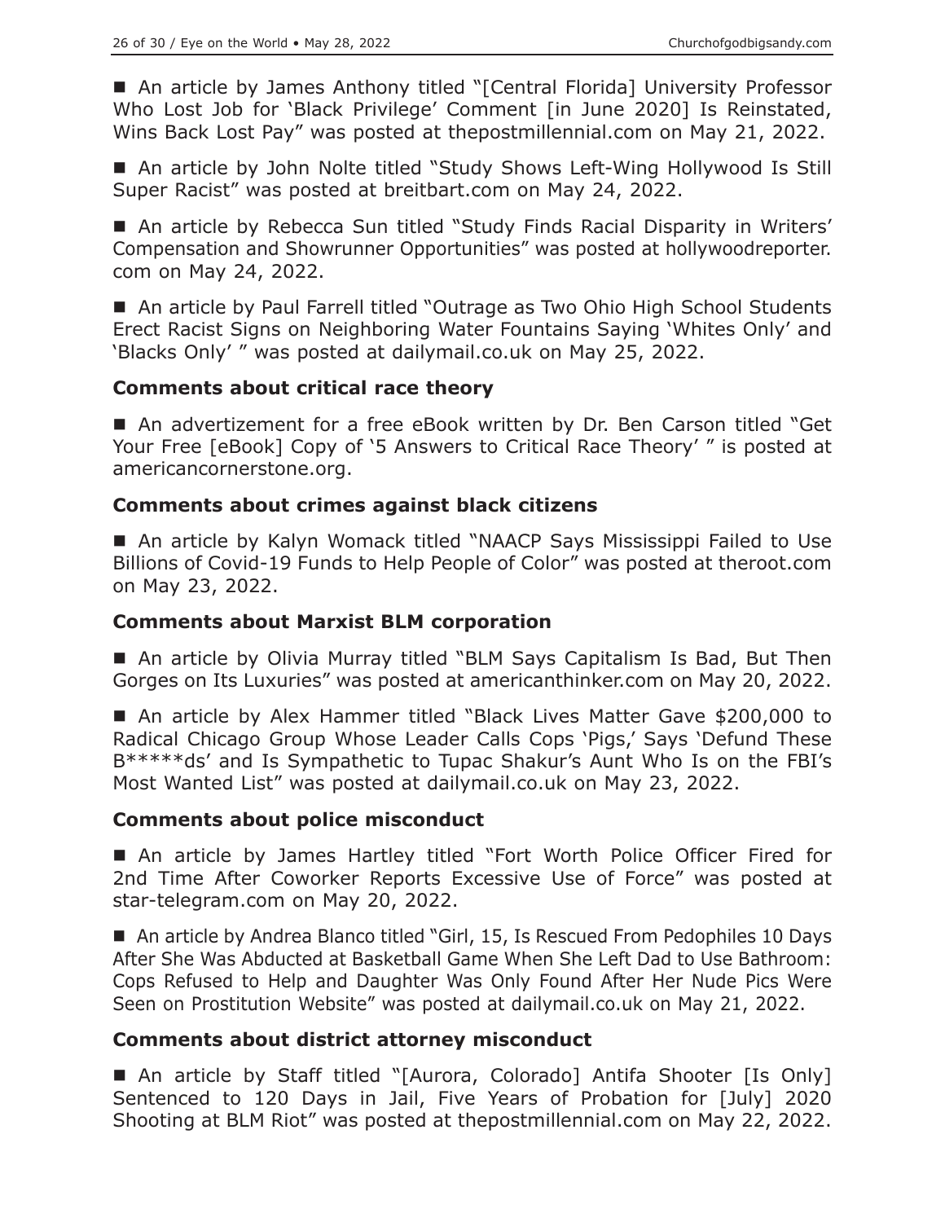■ An article by James Anthony titled "[Central Florida] University Professor Who Lost Job for 'Black Privilege' Comment [in June 2020] Is Reinstated, Wins Back Lost Pay" was posted at thepostmillennial.com on May 21, 2022.

■ An article by John Nolte titled "Study Shows Left-Wing Hollywood Is Still Super Racist" was posted at breitbart.com on May 24, 2022.

■ An article by Rebecca Sun titled "Study Finds Racial Disparity in Writers' Compensation and Showrunner Opportunities" was posted at hollywoodreporter.com on May 24, 2022.

■ An article by Paul Farrell titled "Outrage as Two Ohio High School Students Erect Racist Signs on Neighboring Water Fountains Saying 'Whites Only' and 'Blacks Only' " was posted at dailymail.co.uk on May 25, 2022.

### Comments about critical race theory

■ An advertizement for a free eBook written by Dr. Ben Carson titled "Get Your Free [eBook] Copy of '5 Answers to Critical Race Theory' " is posted at americancornerstone.org.

### Comments about crimes against black citizens

■ An article by Kalyn Womack titled "NAACP Says Mississippi Failed to Use Billions of Covid-19 Funds to Help People of Color" was posted at theroot.com on May 23, 2022.

### Comments about Marxist BLM corporation

■ An article by Olivia Murray titled "BLM Says Capitalism Is Bad, But Then Gorges on Its Luxuries" was posted at americanthinker.com on May 20, 2022.

■ An article by Alex Hammer titled "Black Lives Matter Gave $200,000 to Radical Chicago Group Whose Leader Calls Cops 'Pigs,' Says 'Defund These B*****ds' and Is Sympathetic to Tupac Shakur's Aunt Who Is on the FBI's Most Wanted List" was posted at dailymail.co.uk on May 23, 2022.

### Comments about police misconduct

■ An article by James Hartley titled "Fort Worth Police Officer Fired for 2nd Time After Coworker Reports Excessive Use of Force" was posted at star-telegram.com on May 20, 2022.

■ An article by Andrea Blanco titled "Girl, 15, Is Rescued From Pedophiles 10 Days After She Was Abducted at Basketball Game When She Left Dad to Use Bathroom: Cops Refused to Help and Daughter Was Only Found After Her Nude Pics Were Seen on Prostitution Website" was posted at dailymail.co.uk on May 21, 2022.

### Comments about district attorney misconduct

■ An article by Staff titled "[Aurora, Colorado] Antifa Shooter [Is Only] Sentenced to 120 Days in Jail, Five Years of Probation for [July] 2020 Shooting at BLM Riot" was posted at thepostmillennial.com on May 22, 2022.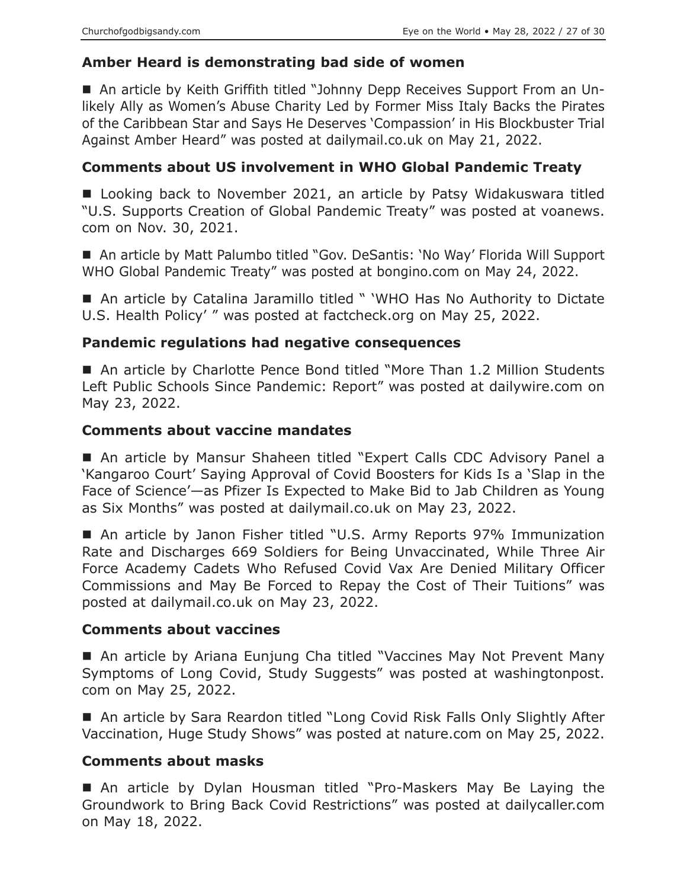### Amber Heard is demonstrating bad side of women

■ An article by Keith Griffith titled "Johnny Depp Receives Support From an Unlikely Ally as Women's Abuse Charity Led by Former Miss Italy Backs the Pirates of the Caribbean Star and Says He Deserves 'Compassion' in His Blockbuster Trial Against Amber Heard" was posted at dailymail.co.uk on May 21, 2022.

### Comments about US involvement in WHO Global Pandemic Treaty

■ Looking back to November 2021, an article by Patsy Widakuswara titled "U.S. Supports Creation of Global Pandemic Treaty" was posted at voanews.com on Nov. 30, 2021.

■ An article by Matt Palumbo titled "Gov. DeSantis: 'No Way' Florida Will Support WHO Global Pandemic Treaty" was posted at bongino.com on May 24, 2022.

■ An article by Catalina Jaramillo titled " 'WHO Has No Authority to Dictate U.S. Health Policy' " was posted at factcheck.org on May 25, 2022.

### Pandemic regulations had negative consequences

■ An article by Charlotte Pence Bond titled "More Than 1.2 Million Students Left Public Schools Since Pandemic: Report" was posted at dailywire.com on May 23, 2022.

### Comments about vaccine mandates

■ An article by Mansur Shaheen titled "Expert Calls CDC Advisory Panel a 'Kangaroo Court' Saying Approval of Covid Boosters for Kids Is a 'Slap in the Face of Science'—as Pfizer Is Expected to Make Bid to Jab Children as Young as Six Months" was posted at dailymail.co.uk on May 23, 2022.

■ An article by Janon Fisher titled "U.S. Army Reports 97% Immunization Rate and Discharges 669 Soldiers for Being Unvaccinated, While Three Air Force Academy Cadets Who Refused Covid Vax Are Denied Military Officer Commissions and May Be Forced to Repay the Cost of Their Tuitions" was posted at dailymail.co.uk on May 23, 2022.

### Comments about vaccines

■ An article by Ariana Eunjung Cha titled "Vaccines May Not Prevent Many Symptoms of Long Covid, Study Suggests" was posted at washingtonpost.com on May 25, 2022.

■ An article by Sara Reardon titled "Long Covid Risk Falls Only Slightly After Vaccination, Huge Study Shows" was posted at nature.com on May 25, 2022.

### Comments about masks

■ An article by Dylan Housman titled "Pro-Maskers May Be Laying the Groundwork to Bring Back Covid Restrictions" was posted at dailycaller.com on May 18, 2022.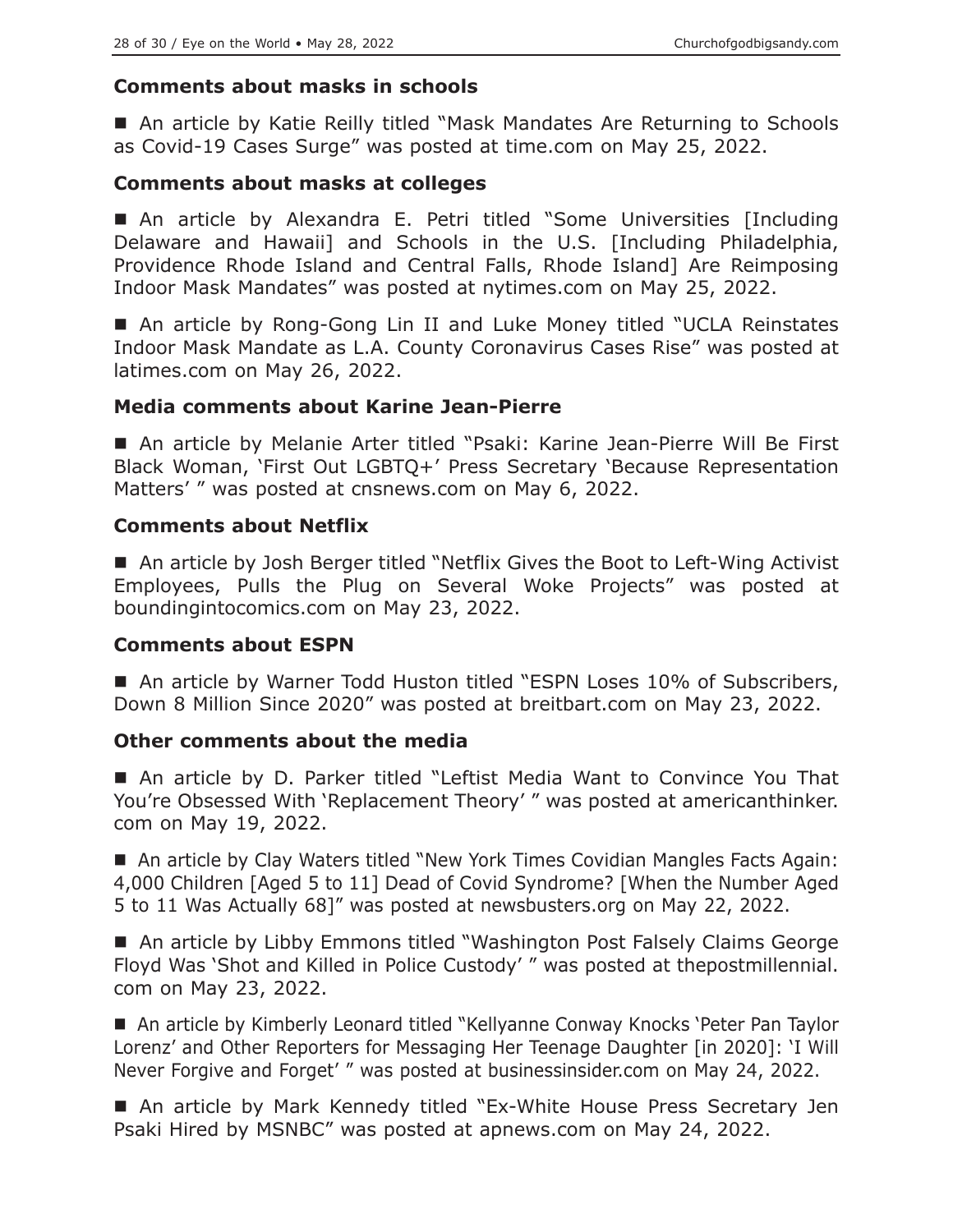### Comments about masks in schools

■ An article by Katie Reilly titled "Mask Mandates Are Returning to Schools as Covid-19 Cases Surge" was posted at time.com on May 25, 2022.

### Comments about masks at colleges

■ An article by Alexandra E. Petri titled "Some Universities [Including Delaware and Hawaii] and Schools in the U.S. [Including Philadelphia, Providence Rhode Island and Central Falls, Rhode Island] Are Reimposing Indoor Mask Mandates" was posted at nytimes.com on May 25, 2022.

■ An article by Rong-Gong Lin II and Luke Money titled "UCLA Reinstates Indoor Mask Mandate as L.A. County Coronavirus Cases Rise" was posted at latimes.com on May 26, 2022.

### Media comments about Karine Jean-Pierre

■ An article by Melanie Arter titled "Psaki: Karine Jean-Pierre Will Be First Black Woman, 'First Out LGBTQ+' Press Secretary 'Because Representation Matters' " was posted at cnsnews.com on May 6, 2022.

### Comments about Netflix

■ An article by Josh Berger titled "Netflix Gives the Boot to Left-Wing Activist Employees, Pulls the Plug on Several Woke Projects" was posted at boundingintocomics.com on May 23, 2022.

### Comments about ESPN

■ An article by Warner Todd Huston titled "ESPN Loses 10% of Subscribers, Down 8 Million Since 2020" was posted at breitbart.com on May 23, 2022.

### Other comments about the media

■ An article by D. Parker titled "Leftist Media Want to Convince You That You're Obsessed With 'Replacement Theory' " was posted at americanthinker.com on May 19, 2022.

■ An article by Clay Waters titled "New York Times Covidian Mangles Facts Again: 4,000 Children [Aged 5 to 11] Dead of Covid Syndrome? [When the Number Aged 5 to 11 Was Actually 68]" was posted at newsbusters.org on May 22, 2022.

■ An article by Libby Emmons titled "Washington Post Falsely Claims George Floyd Was 'Shot and Killed in Police Custody' " was posted at thepostmillennial.com on May 23, 2022.

■ An article by Kimberly Leonard titled "Kellyanne Conway Knocks 'Peter Pan Taylor Lorenz' and Other Reporters for Messaging Her Teenage Daughter [in 2020]: 'I Will Never Forgive and Forget' " was posted at businessinsider.com on May 24, 2022.

■ An article by Mark Kennedy titled "Ex-White House Press Secretary Jen Psaki Hired by MSNBC" was posted at apnews.com on May 24, 2022.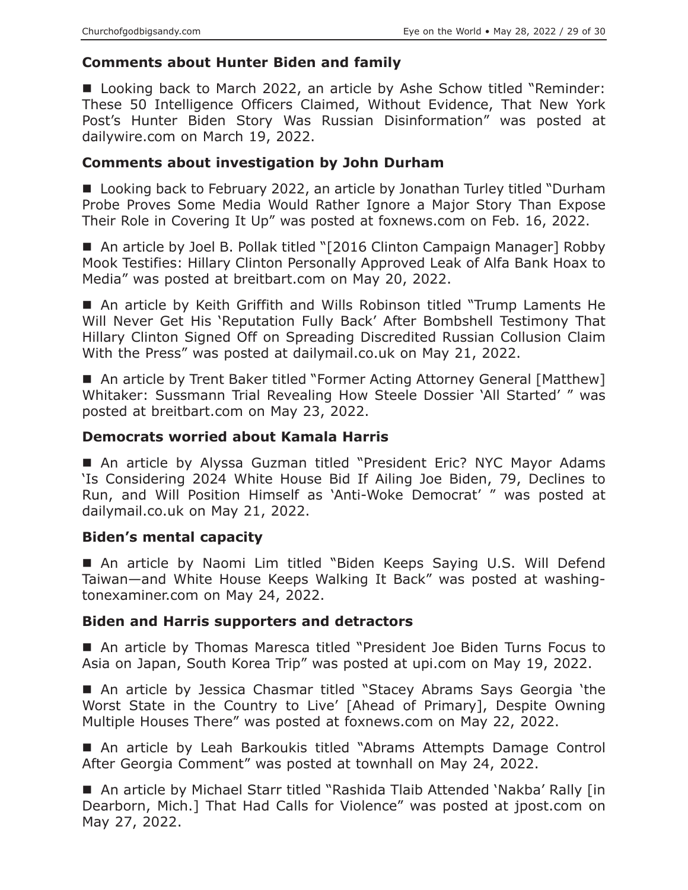### Comments about Hunter Biden and family

■ Looking back to March 2022, an article by Ashe Schow titled "Reminder: These 50 Intelligence Officers Claimed, Without Evidence, That New York Post's Hunter Biden Story Was Russian Disinformation" was posted at dailywire.com on March 19, 2022.

### Comments about investigation by John Durham

■ Looking back to February 2022, an article by Jonathan Turley titled "Durham Probe Proves Some Media Would Rather Ignore a Major Story Than Expose Their Role in Covering It Up" was posted at foxnews.com on Feb. 16, 2022.

■ An article by Joel B. Pollak titled "[2016 Clinton Campaign Manager] Robby Mook Testifies: Hillary Clinton Personally Approved Leak of Alfa Bank Hoax to Media" was posted at breitbart.com on May 20, 2022.

■ An article by Keith Griffith and Wills Robinson titled "Trump Laments He Will Never Get His 'Reputation Fully Back' After Bombshell Testimony That Hillary Clinton Signed Off on Spreading Discredited Russian Collusion Claim With the Press" was posted at dailymail.co.uk on May 21, 2022.

■ An article by Trent Baker titled "Former Acting Attorney General [Matthew] Whitaker: Sussmann Trial Revealing How Steele Dossier 'All Started' " was posted at breitbart.com on May 23, 2022.

### Democrats worried about Kamala Harris

■ An article by Alyssa Guzman titled "President Eric? NYC Mayor Adams 'Is Considering 2024 White House Bid If Ailing Joe Biden, 79, Declines to Run, and Will Position Himself as 'Anti-Woke Democrat' " was posted at dailymail.co.uk on May 21, 2022.

### Biden's mental capacity

■ An article by Naomi Lim titled "Biden Keeps Saying U.S. Will Defend Taiwan—and White House Keeps Walking It Back" was posted at washingtonexaminer.com on May 24, 2022.

### Biden and Harris supporters and detractors

■ An article by Thomas Maresca titled "President Joe Biden Turns Focus to Asia on Japan, South Korea Trip" was posted at upi.com on May 19, 2022.

■ An article by Jessica Chasmar titled "Stacey Abrams Says Georgia 'the Worst State in the Country to Live' [Ahead of Primary], Despite Owning Multiple Houses There" was posted at foxnews.com on May 22, 2022.

■ An article by Leah Barkoukis titled "Abrams Attempts Damage Control After Georgia Comment" was posted at townhall on May 24, 2022.

■ An article by Michael Starr titled "Rashida Tlaib Attended 'Nakba' Rally [in Dearborn, Mich.] That Had Calls for Violence" was posted at jpost.com on May 27, 2022.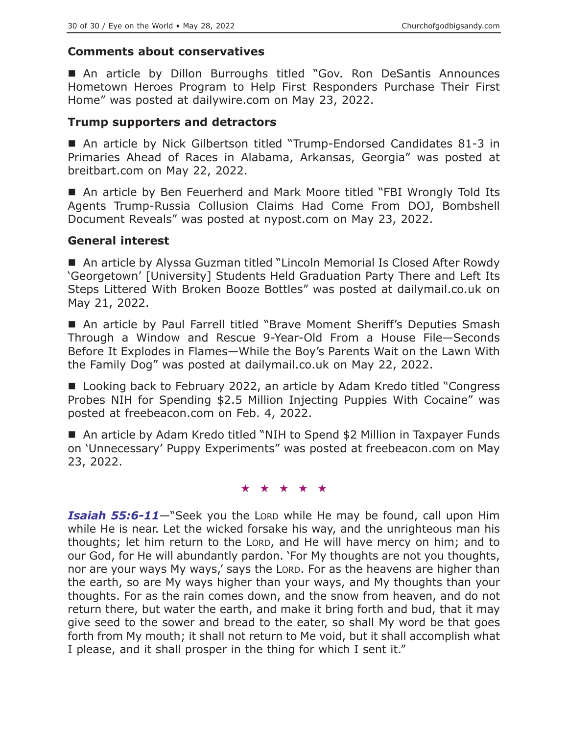### Comments about conservatives

■ An article by Dillon Burroughs titled "Gov. Ron DeSantis Announces Hometown Heroes Program to Help First Responders Purchase Their First Home" was posted at dailywire.com on May 23, 2022.

### Trump supporters and detractors

■ An article by Nick Gilbertson titled "Trump-Endorsed Candidates 81-3 in Primaries Ahead of Races in Alabama, Arkansas, Georgia" was posted at breitbart.com on May 22, 2022.

■ An article by Ben Feuerherd and Mark Moore titled "FBI Wrongly Told Its Agents Trump-Russia Collusion Claims Had Come From DOJ, Bombshell Document Reveals" was posted at nypost.com on May 23, 2022.

### General interest

■ An article by Alyssa Guzman titled "Lincoln Memorial Is Closed After Rowdy 'Georgetown' [University] Students Held Graduation Party There and Left Its Steps Littered With Broken Booze Bottles" was posted at dailymail.co.uk on May 21, 2022.

■ An article by Paul Farrell titled "Brave Moment Sheriff's Deputies Smash Through a Window and Rescue 9-Year-Old From a House File—Seconds Before It Explodes in Flames—While the Boy's Parents Wait on the Lawn With the Family Dog" was posted at dailymail.co.uk on May 22, 2022.

■ Looking back to February 2022, an article by Adam Kredo titled "Congress Probes NIH for Spending $2.5 Million Injecting Puppies With Cocaine" was posted at freebeacon.com on Feb. 4, 2022.

■ An article by Adam Kredo titled "NIH to Spend $2 Million in Taxpayer Funds on 'Unnecessary' Puppy Experiments" was posted at freebeacon.com on May 23, 2022.

★ ★ ★ ★ ★

***Isaiah 55:6-11***—"Seek you the Lord while He may be found, call upon Him while He is near. Let the wicked forsake his way, and the unrighteous man his thoughts; let him return to the Lord, and He will have mercy on him; and to our God, for He will abundantly pardon. 'For My thoughts are not you thoughts, nor are your ways My ways,' says the Lord. For as the heavens are higher than the earth, so are My ways higher than your ways, and My thoughts than your thoughts. For as the rain comes down, and the snow from heaven, and do not return there, but water the earth, and make it bring forth and bud, that it may give seed to the sower and bread to the eater, so shall My word be that goes forth from My mouth; it shall not return to Me void, but it shall accomplish what I please, and it shall prosper in the thing for which I sent it."